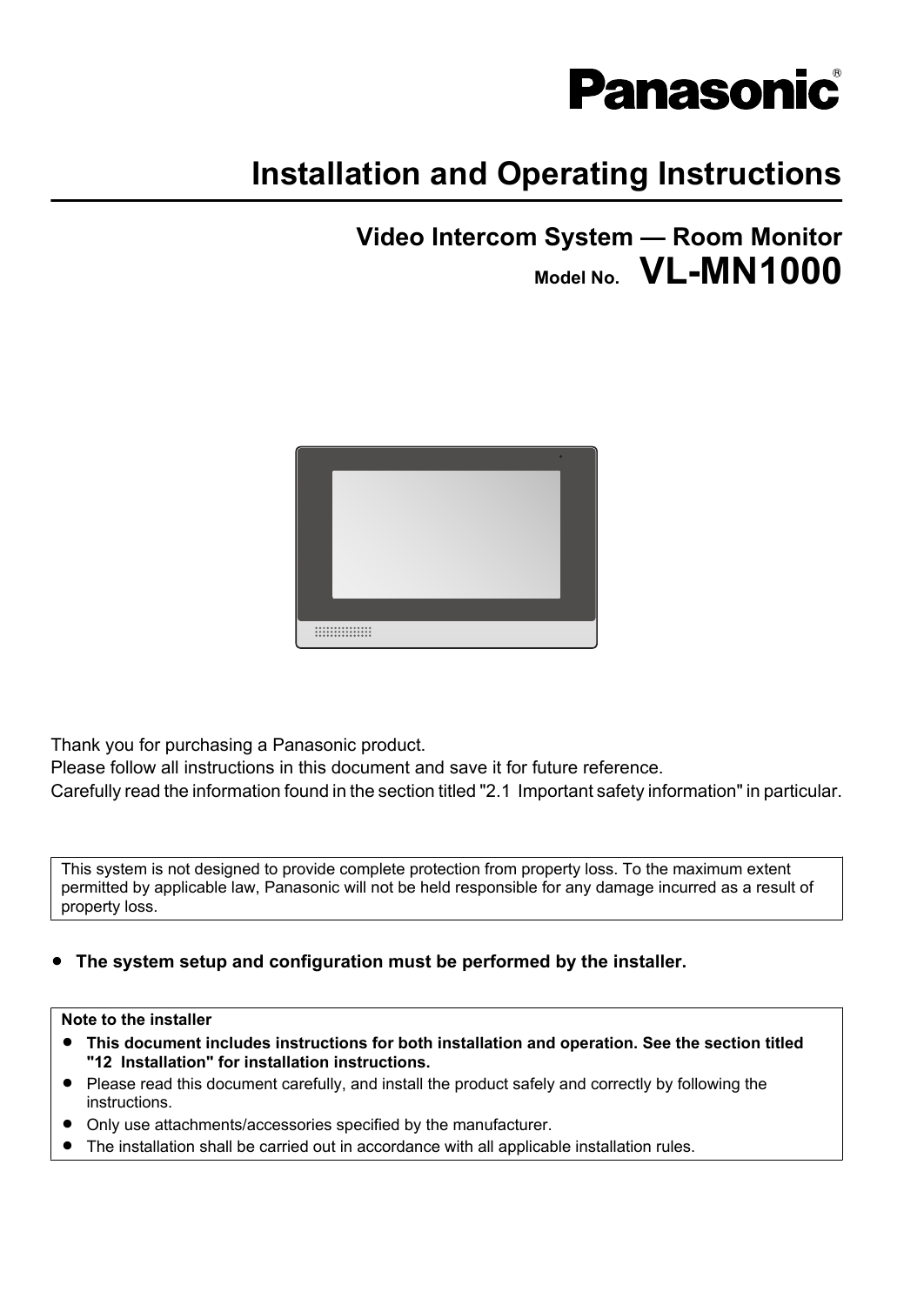Panasonic®

# Installation and Operating Instructions

## Video Intercom System — Room Monitor

Model No. **VL-MN1000**

Thank you for purchasing a Panasonic product.
Please follow all instructions in this document and save it for future reference.
Carefully read the information found in the section titled "2.1 Important safety information" in particular.

This system is not designed to provide complete protection from property loss. To the maximum extent permitted by applicable law, Panasonic will not be held responsible for any damage incurred as a result of property loss.

- **The system setup and configuration must be performed by the installer.**

**Note to the installer**

- **This document includes instructions for both installation and operation. See the section titled "12 Installation" for installation instructions.**
- Please read this document carefully, and install the product safely and correctly by following the instructions.
- Only use attachments/accessories specified by the manufacturer.
- The installation shall be carried out in accordance with all applicable installation rules.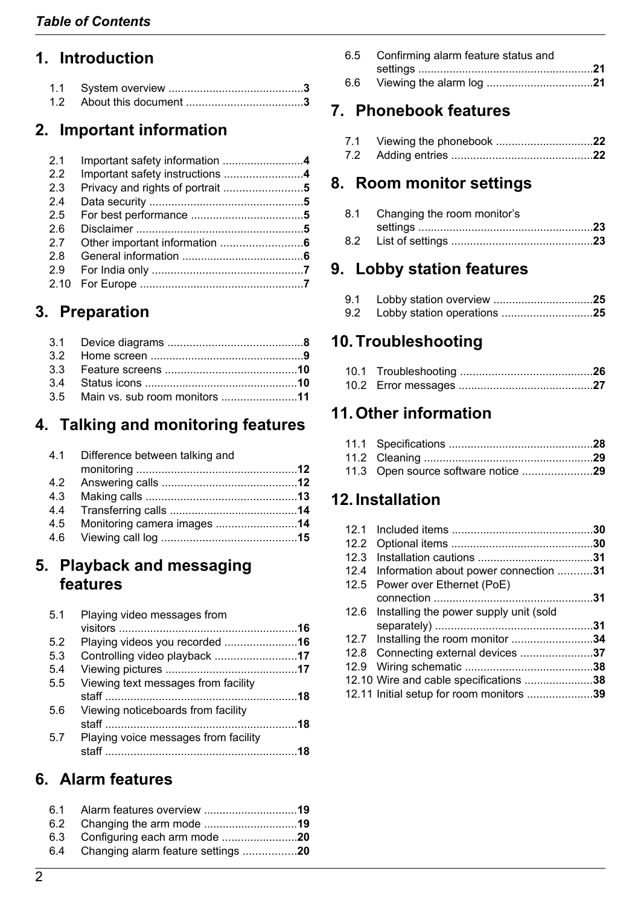# Table of Contents

## 1. Introduction

- 1.1 System overview ...........................................3
- 1.2 About this document .....................................3

## 2. Important information

- 2.1 Important safety information ..........................4
- 2.2 Important safety instructions ..........................4
- 2.3 Privacy and rights of portrait .........................5
- 2.4 Data security .................................................5
- 2.5 For best performance ....................................5
- 2.6 Disclaimer .....................................................5
- 2.7 Other important information ..........................6
- 2.8 General information .......................................6
- 2.9 For India only ................................................7
- 2.10 For Europe ....................................................7

## 3. Preparation

- 3.1 Device diagrams ...........................................8
- 3.2 Home screen .................................................9
- 3.3 Feature screens ..........................................10
- 3.4 Status icons .................................................10
- 3.5 Main vs. sub room monitors ........................11

## 4. Talking and monitoring features

- 4.1 Difference between talking and monitoring ...................................................12
- 4.2 Answering calls ...........................................12
- 4.3 Making calls ................................................13
- 4.4 Transferring calls .........................................14
- 4.5 Monitoring camera images ..........................14
- 4.6 Viewing call log ...........................................15

## 5. Playback and messaging features

- 5.1 Playing video messages from visitors .........................................................16
- 5.2 Playing videos you recorded .......................16
- 5.3 Controlling video playback ..........................17
- 5.4 Viewing pictures ..........................................17
- 5.5 Viewing text messages from facility staff .............................................................18
- 5.6 Viewing noticeboards from facility staff .............................................................18
- 5.7 Playing voice messages from facility staff .............................................................18

## 6. Alarm features

- 6.1 Alarm features overview .............................19
- 6.2 Changing the arm mode .............................19
- 6.3 Configuring each arm mode ........................20
- 6.4 Changing alarm feature settings .................20
- 6.5 Confirming alarm feature status and settings .......................................................21
- 6.6 Viewing the alarm log .................................21

## 7. Phonebook features

- 7.1 Viewing the phonebook ...............................22
- 7.2 Adding entries .............................................22

## 8. Room monitor settings

- 8.1 Changing the room monitor's settings .......................................................23
- 8.2 List of settings .............................................23

## 9. Lobby station features

- 9.1 Lobby station overview ................................25
- 9.2 Lobby station operations .............................25

## 10. Troubleshooting

- 10.1 Troubleshooting ..........................................26
- 10.2 Error messages ...........................................27

## 11. Other information

- 11.1 Specifications ..............................................28
- 11.2 Cleaning ......................................................29
- 11.3 Open source software notice ......................29

## 12. Installation

- 12.1 Included items .............................................30
- 12.2 Optional items .............................................30
- 12.3 Installation cautions .....................................31
- 12.4 Information about power connection ...........31
- 12.5 Power over Ethernet (PoE) connection ...................................................31
- 12.6 Installing the power supply unit (sold separately) ..................................................31
- 12.7 Installing the room monitor ..........................34
- 12.8 Connecting external devices .......................37
- 12.9 Wiring schematic .........................................38
- 12.10 Wire and cable specifications ......................38
- 12.11 Initial setup for room monitors .....................39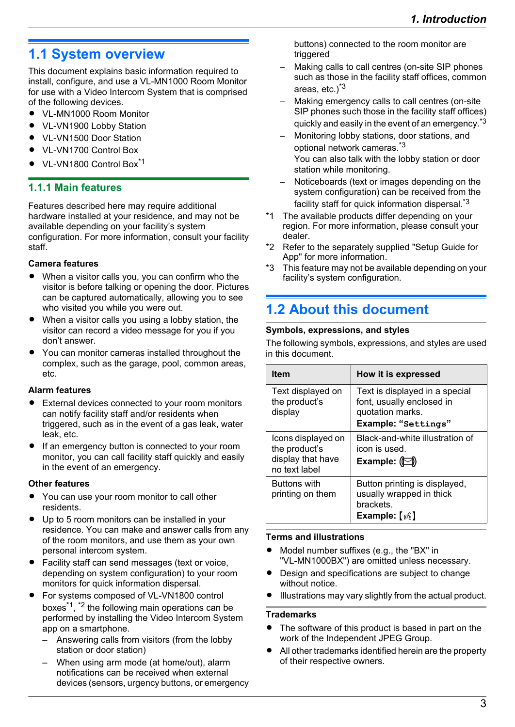## 1.1 System overview

This document explains basic information required to install, configure, and use a VL-MN1000 Room Monitor for use with a Video Intercom System that is comprised of the following devices.

- VL-MN1000 Room Monitor
- VL-VN1900 Lobby Station
- VL-VN1500 Door Station
- VL-VN1700 Control Box
- VL-VN1800 Control Box[*1]

### 1.1.1 Main features

Features described here may require additional hardware installed at your residence, and may not be available depending on your facility's system configuration. For more information, consult your facility staff.

**Camera features**

- When a visitor calls you, you can confirm who the visitor is before talking or opening the door. Pictures can be captured automatically, allowing you to see who visited you while you were out.
- When a visitor calls you using a lobby station, the visitor can record a video message for you if you don't answer.
- You can monitor cameras installed throughout the complex, such as the garage, pool, common areas, etc.

**Alarm features**

- External devices connected to your room monitors can notify facility staff and/or residents when triggered, such as in the event of a gas leak, water leak, etc.
- If an emergency button is connected to your room monitor, you can call facility staff quickly and easily in the event of an emergency.

**Other features**

- You can use your room monitor to call other residents.
- Up to 5 room monitors can be installed in your residence. You can make and answer calls from any of the room monitors, and use them as your own personal intercom system.
- Facility staff can send messages (text or voice, depending on system configuration) to your room monitors for quick information dispersal.
- For systems composed of VL-VN1800 control boxes[*1], [*2] the following main operations can be performed by installing the Video Intercom System app on a smartphone.
  - Answering calls from visitors (from the lobby station or door station)
  - When using arm mode (at home/out), alarm notifications can be received when external devices (sensors, urgency buttons, or emergency buttons) connected to the room monitor are triggered
  - Making calls to call centres (on-site SIP phones such as those in the facility staff offices, common areas, etc.)[*3]
  - Making emergency calls to call centres (on-site SIP phones such in the facility staff offices) quickly and easily in the event of an emergency.[*3]
  - Monitoring lobby stations, door stations, and optional network cameras.[*3]
    You can also talk with the lobby station or door station while monitoring.
  - Noticeboards (text or images depending on the system configuration) can be received from the facility staff for quick information dispersal.[*3]

*1 The available products differ depending on your region. For more information, please consult your dealer.

*2 Refer to the separately supplied "Setup Guide for App" for more information.

*3 This feature may not be available depending on your facility's system configuration.

## 1.2 About this document

**Symbols, expressions, and styles**

The following symbols, expressions, and styles are used in this document.

| Item | How it is expressed |
|---|---|
| Text displayed on the product's display | Text is displayed in a special font, usually enclosed in quotation marks. **Example: "Settings"** |
| Icons displayed on the product's display that have no text label | Black-and-white illustration of icon is used. **Example:** (icon) |
| Buttons with printing on them | Button printing is displayed, usually wrapped in thick brackets. **Example: 【(icon)】** |

**Terms and illustrations**

- Model number suffixes (e.g., the "BX" in "VL-MN1000BX") are omitted unless necessary.
- Design and specifications are subject to change without notice.
- Illustrations may vary slightly from the actual product.

**Trademarks**

- The software of this product is based in part on the work of the Independent JPEG Group.
- All other trademarks identified herein are the property of their respective owners.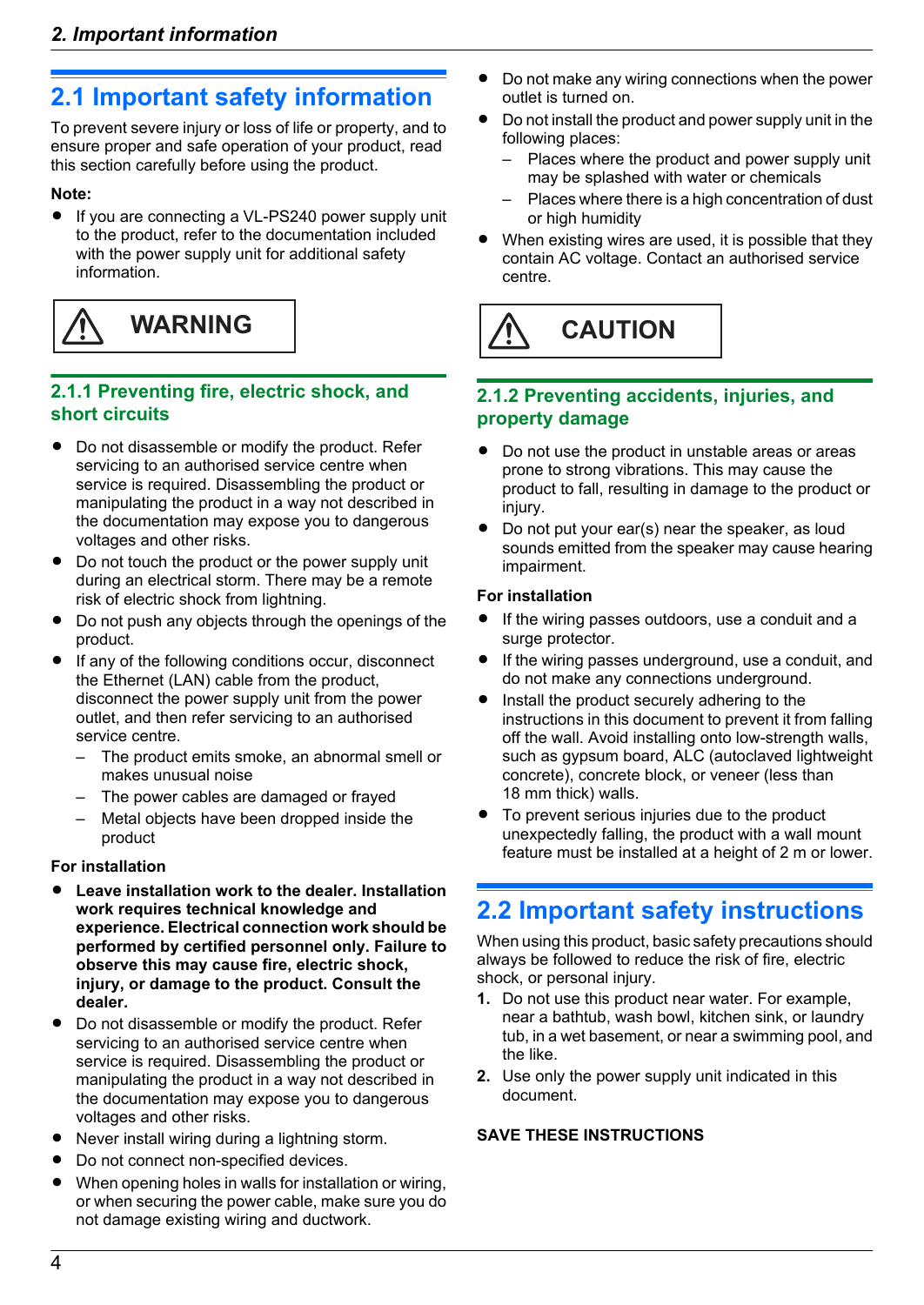## 2.1 Important safety information

To prevent severe injury or loss of life or property, and to ensure proper and safe operation of your product, read this section carefully before using the product.

**Note:**

- If you are connecting a VL-PS240 power supply unit to the product, refer to the documentation included with the power supply unit for additional safety information.

**⚠ WARNING**

### 2.1.1 Preventing fire, electric shock, and short circuits

- Do not disassemble or modify the product. Refer servicing to an authorised service centre when service is required. Disassembling the product or manipulating the product in a way not described in the documentation may expose you to dangerous voltages and other risks.
- Do not touch the product or the power supply unit during an electrical storm. There may be a remote risk of electric shock from lightning.
- Do not push any objects through the openings of the product.
- If any of the following conditions occur, disconnect the Ethernet (LAN) cable from the product, disconnect the power supply unit from the power outlet, and then refer servicing to an authorised service centre.
  - The product emits smoke, an abnormal smell or makes unusual noise
  - The power cables are damaged or frayed
  - Metal objects have been dropped inside the product

**For installation**

- **Leave installation work to the dealer. Installation work requires technical knowledge and experience. Electrical connection work should be performed by certified personnel only. Failure to observe this may cause fire, electric shock, injury, or damage to the product. Consult the dealer.**
- Do not disassemble or modify the product. Refer servicing to an authorised service centre when service is required. Disassembling the product or manipulating the product in a way not described in the documentation may expose you to dangerous voltages and other risks.
- Never install wiring during a lightning storm.
- Do not connect non-specified devices.
- When opening holes in walls for installation or wiring, or when securing the power cable, make sure you do not damage existing wiring and ductwork.
- Do not make any wiring connections when the power outlet is turned on.
- Do not install the product and power supply unit in the following places:
  - Places where the product and power supply unit may be splashed with water or chemicals
  - Places where there is a high concentration of dust or high humidity
- When existing wires are used, it is possible that they contain AC voltage. Contact an authorised service centre.

**⚠ CAUTION**

### 2.1.2 Preventing accidents, injuries, and property damage

- Do not use the product in unstable areas or areas prone to strong vibrations. This may cause the product to fall, resulting in damage to the product or injury.
- Do not put your ear(s) near the speaker, as loud sounds emitted from the speaker may cause hearing impairment.

**For installation**

- If the wiring passes outdoors, use a conduit and a surge protector.
- If the wiring passes underground, use a conduit, and do not make any connections underground.
- Install the product securely adhering to the instructions in this document to prevent it from falling off the wall. Avoid installing onto low-strength walls, such as gypsum board, ALC (autoclaved lightweight concrete), concrete block, or veneer (less than 18 mm thick) walls.
- To prevent serious injuries due to the product unexpectedly falling, the product with a wall mount feature must be installed at a height of 2 m or lower.

## 2.2 Important safety instructions

When using this product, basic safety precautions should always be followed to reduce the risk of fire, electric shock, or personal injury.

1. Do not use this product near water. For example, near a bathtub, wash bowl, kitchen sink, or laundry tub, in a wet basement, or near a swimming pool, and the like.
2. Use only the power supply unit indicated in this document.

**SAVE THESE INSTRUCTIONS**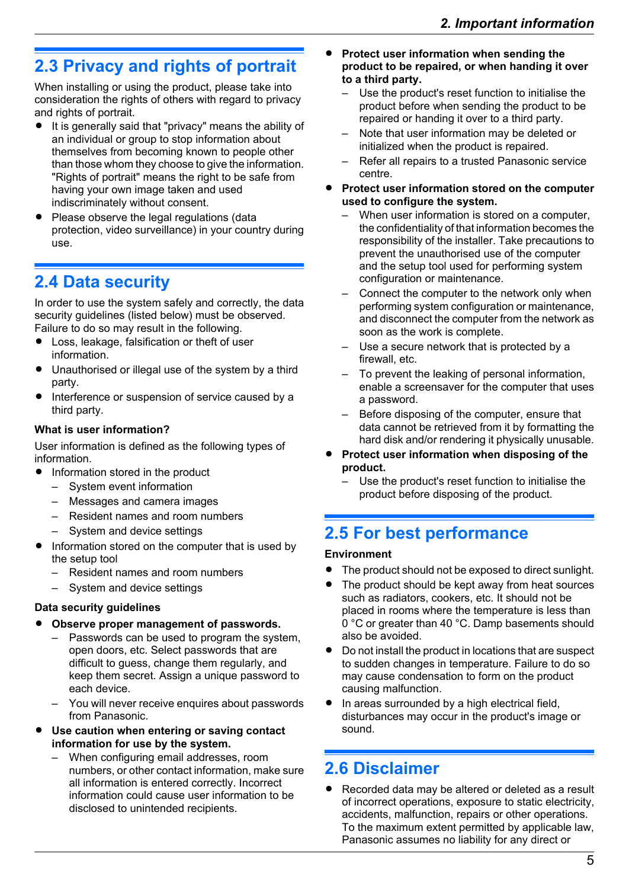## 2.3 Privacy and rights of portrait

When installing or using the product, please take into consideration the rights of others with regard to privacy and rights of portrait.

- It is generally said that "privacy" means the ability of an individual or group to stop information about themselves from becoming known to people other than those whom they choose to give the information. "Rights of portrait" means the right to be safe from having your own image taken and used indiscriminately without consent.
- Please observe the legal regulations (data protection, video surveillance) in your country during use.

## 2.4 Data security

In order to use the system safely and correctly, the data security guidelines (listed below) must be observed. Failure to do so may result in the following.

- Loss, leakage, falsification or theft of user information.
- Unauthorised or illegal use of the system by a third party.
- Interference or suspension of service caused by a third party.

**What is user information?**

User information is defined as the following types of information.

- Information stored in the product
  - System event information
  - Messages and camera images
  - Resident names and room numbers
  - System and device settings
- Information stored on the computer that is used by the setup tool
  - Resident names and room numbers
  - System and device settings

**Data security guidelines**

- **Observe proper management of passwords.**
  - Passwords can be used to program the system, open doors, etc. Select passwords that are difficult to guess, change them regularly, and keep them secret. Assign a unique password to each device.
  - You will never receive enquires about passwords from Panasonic.
- **Use caution when entering or saving contact information for use by the system.**
  - When configuring email addresses, room numbers, or other contact information, make sure all information is entered correctly. Incorrect information could cause user information to be disclosed to unintended recipients.
- **Protect user information when sending the product to be repaired, or when handing it over to a third party.**
  - Use the product's reset function to initialise the product before when sending the product to be repaired or handing it over to a third party.
  - Note that user information may be deleted or initialized when the product is repaired.
  - Refer all repairs to a trusted Panasonic service centre.
- **Protect user information stored on the computer used to configure the system.**
  - When user information is stored on a computer, the confidentiality of that information becomes the responsibility of the installer. Take precautions to prevent the unauthorised use of the computer and the setup tool used for performing system configuration or maintenance.
  - Connect the computer to the network only when performing system configuration or maintenance, and disconnect the computer from the network as soon as the work is complete.
  - Use a secure network that is protected by a firewall, etc.
  - To prevent the leaking of personal information, enable a screensaver for the computer that uses a password.
  - Before disposing of the computer, ensure that data cannot be retrieved from it by formatting the hard disk and/or rendering it physically unusable.
- **Protect user information when disposing of the product.**
  - Use the product's reset function to initialise the product before disposing of the product.

## 2.5 For best performance

**Environment**

- The product should not be exposed to direct sunlight.
- The product should be kept away from heat sources such as radiators, cookers, etc. It should not be placed in rooms where the temperature is less than 0 °C or greater than 40 °C. Damp basements should also be avoided.
- Do not install the product in locations that are suspect to sudden changes in temperature. Failure to do so may cause condensation to form on the product causing malfunction.
- In areas surrounded by a high electrical field, disturbances may occur in the product's image or sound.

## 2.6 Disclaimer

- Recorded data may be altered or deleted as a result of incorrect operations, exposure to static electricity, accidents, malfunction, repairs or other operations. To the maximum extent permitted by applicable law, Panasonic assumes no liability for any direct or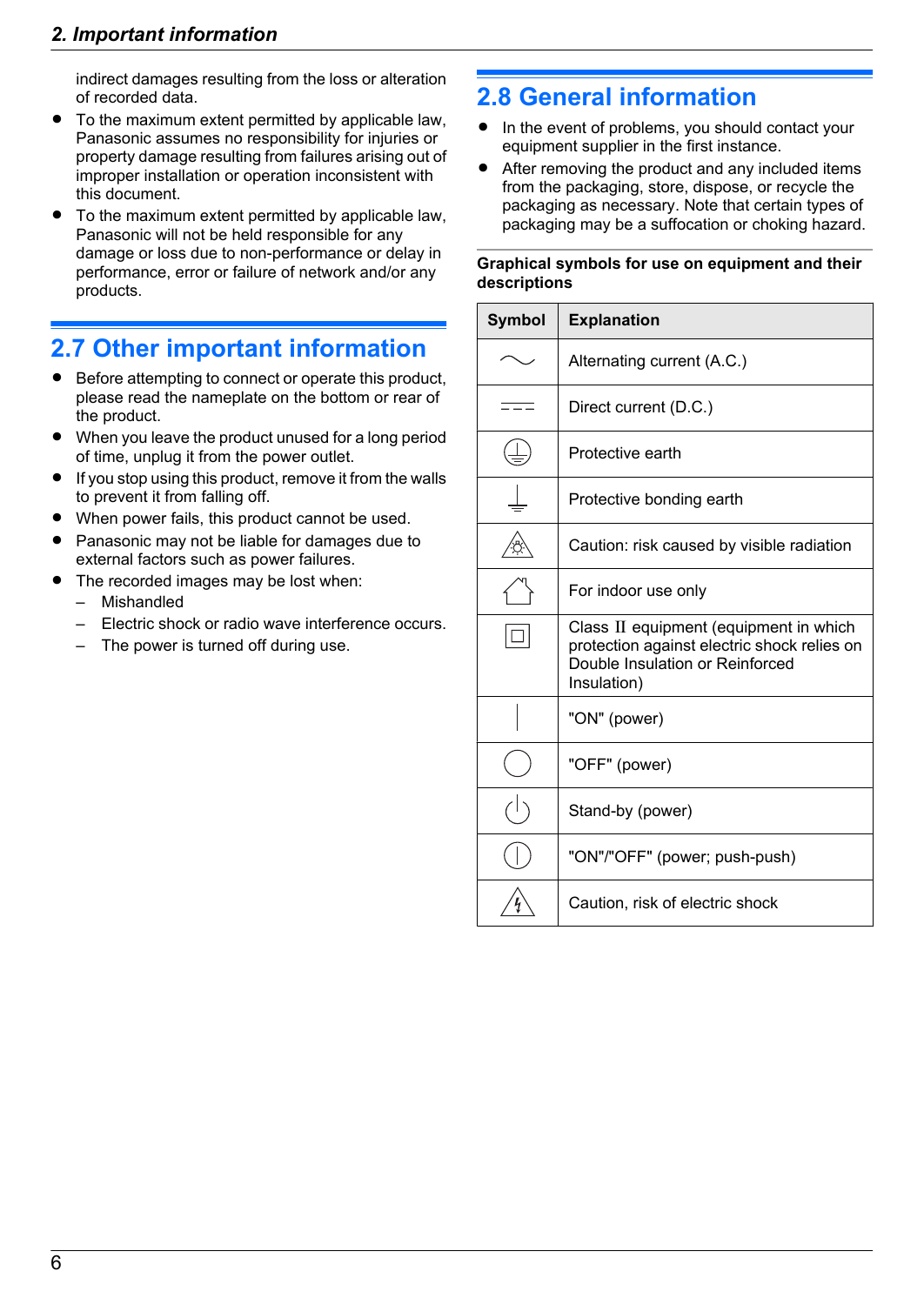indirect damages resulting from the loss or alteration of recorded data.

- To the maximum extent permitted by applicable law, Panasonic assumes no responsibility for injuries or property damage resulting from failures arising out of improper installation or operation inconsistent with this document.
- To the maximum extent permitted by applicable law, Panasonic will not be held responsible for any damage or loss due to non-performance or delay in performance, error or failure of network and/or any products.

## 2.7 Other important information

- Before attempting to connect or operate this product, please read the nameplate on the bottom or rear of the product.
- When you leave the product unused for a long period of time, unplug it from the power outlet.
- If you stop using this product, remove it from the walls to prevent it from falling off.
- When power fails, this product cannot be used.
- Panasonic may not be liable for damages due to external factors such as power failures.
- The recorded images may be lost when:
  - Mishandled
  - Electric shock or radio wave interference occurs.
  - The power is turned off during use.

## 2.8 General information

- In the event of problems, you should contact your equipment supplier in the first instance.
- After removing the product and any included items from the packaging, store, dispose, or recycle the packaging as necessary. Note that certain types of packaging may be a suffocation or choking hazard.

**Graphical symbols for use on equipment and their descriptions**

| Symbol | Explanation |
|---|---|
| ∼ | Alternating current (A.C.) |
| ⎓ | Direct current (D.C.) |
| ⏚ | Protective earth |
| ⏚ | Protective bonding earth |
| ⚠ | Caution: risk caused by visible radiation |
| ⌂ | For indoor use only |
| ⧈ | Class II equipment (equipment in which protection against electric shock relies on Double Insulation or Reinforced Insulation) |
| \| | "ON" (power) |
| ○ | "OFF" (power) |
| ⏻ | Stand-by (power) |
| ⏼ | "ON"/"OFF" (power; push-push) |
| ⚠ | Caution, risk of electric shock |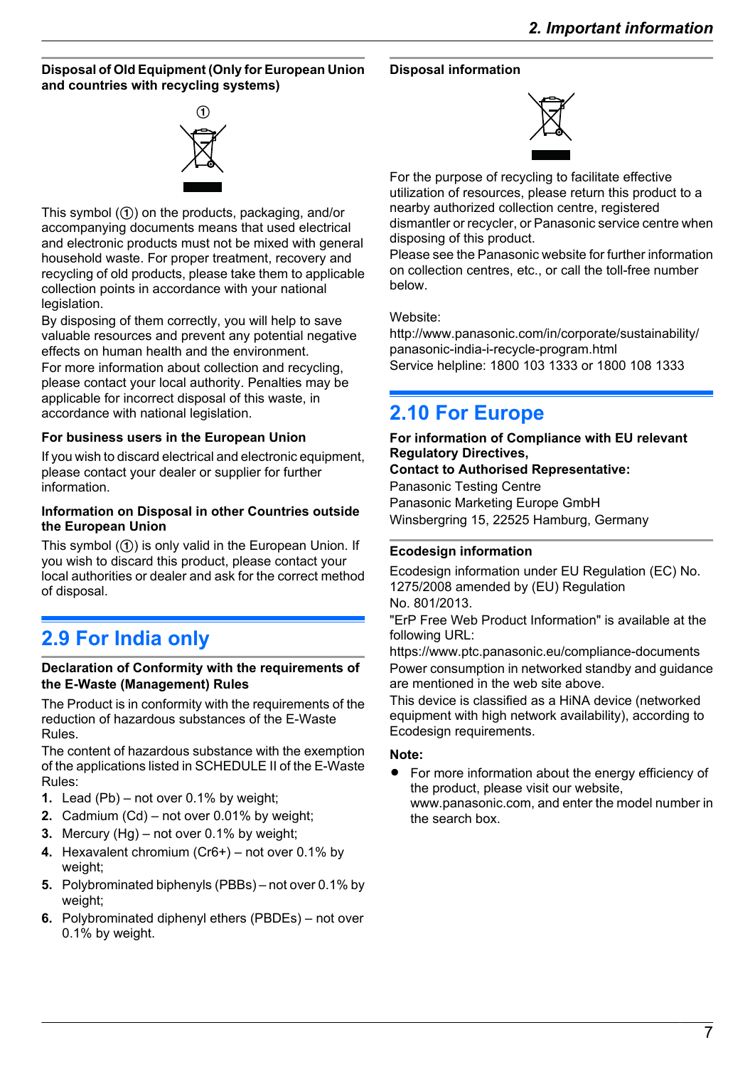**Disposal of Old Equipment (Only for European Union and countries with recycling systems)**

①

This symbol (①) on the products, packaging, and/or accompanying documents means that used electrical and electronic products must not be mixed with general household waste. For proper treatment, recovery and recycling of old products, please take them to applicable collection points in accordance with your national legislation.

By disposing of them correctly, you will help to save valuable resources and prevent any potential negative effects on human health and the environment.

For more information about collection and recycling, please contact your local authority. Penalties may be applicable for incorrect disposal of this waste, in accordance with national legislation.

**For business users in the European Union**

If you wish to discard electrical and electronic equipment, please contact your dealer or supplier for further information.

**Information on Disposal in other Countries outside the European Union**

This symbol (①) is only valid in the European Union. If you wish to discard this product, please contact your local authorities or dealer and ask for the correct method of disposal.

## 2.9 For India only

**Declaration of Conformity with the requirements of the E-Waste (Management) Rules**

The Product is in conformity with the requirements of the reduction of hazardous substances of the E-Waste Rules.

The content of hazardous substance with the exemption of the applications listed in SCHEDULE II of the E-Waste Rules:

1. Lead (Pb) – not over 0.1% by weight;
2. Cadmium (Cd) – not over 0.01% by weight;
3. Mercury (Hg) – not over 0.1% by weight;
4. Hexavalent chromium (Cr6+) – not over 0.1% by weight;
5. Polybrominated biphenyls (PBBs) – not over 0.1% by weight;
6. Polybrominated diphenyl ethers (PBDEs) – not over 0.1% by weight.

**Disposal information**

For the purpose of recycling to facilitate effective utilization of resources, please return this product to a nearby authorized collection centre, registered dismantler or recycler, or Panasonic service centre when disposing of this product.

Please see the Panasonic website for further information on collection centres, etc., or call the toll-free number below.

Website:
http://www.panasonic.com/in/corporate/sustainability/panasonic-india-i-recycle-program.html
Service helpline: 1800 103 1333 or 1800 108 1333

## 2.10 For Europe

**For information of Compliance with EU relevant Regulatory Directives,**
**Contact to Authorised Representative:**
Panasonic Testing Centre
Panasonic Marketing Europe GmbH
Winsbergring 15, 22525 Hamburg, Germany

**Ecodesign information**

Ecodesign information under EU Regulation (EC) No. 1275/2008 amended by (EU) Regulation No. 801/2013.

"ErP Free Web Product Information" is available at the following URL:
https://www.ptc.panasonic.eu/compliance-documents

Power consumption in networked standby and guidance are mentioned in the web site above.

This device is classified as a HiNA device (networked equipment with high network availability), according to Ecodesign requirements.

**Note:**

- For more information about the energy efficiency of the product, please visit our website, www.panasonic.com, and enter the model number in the search box.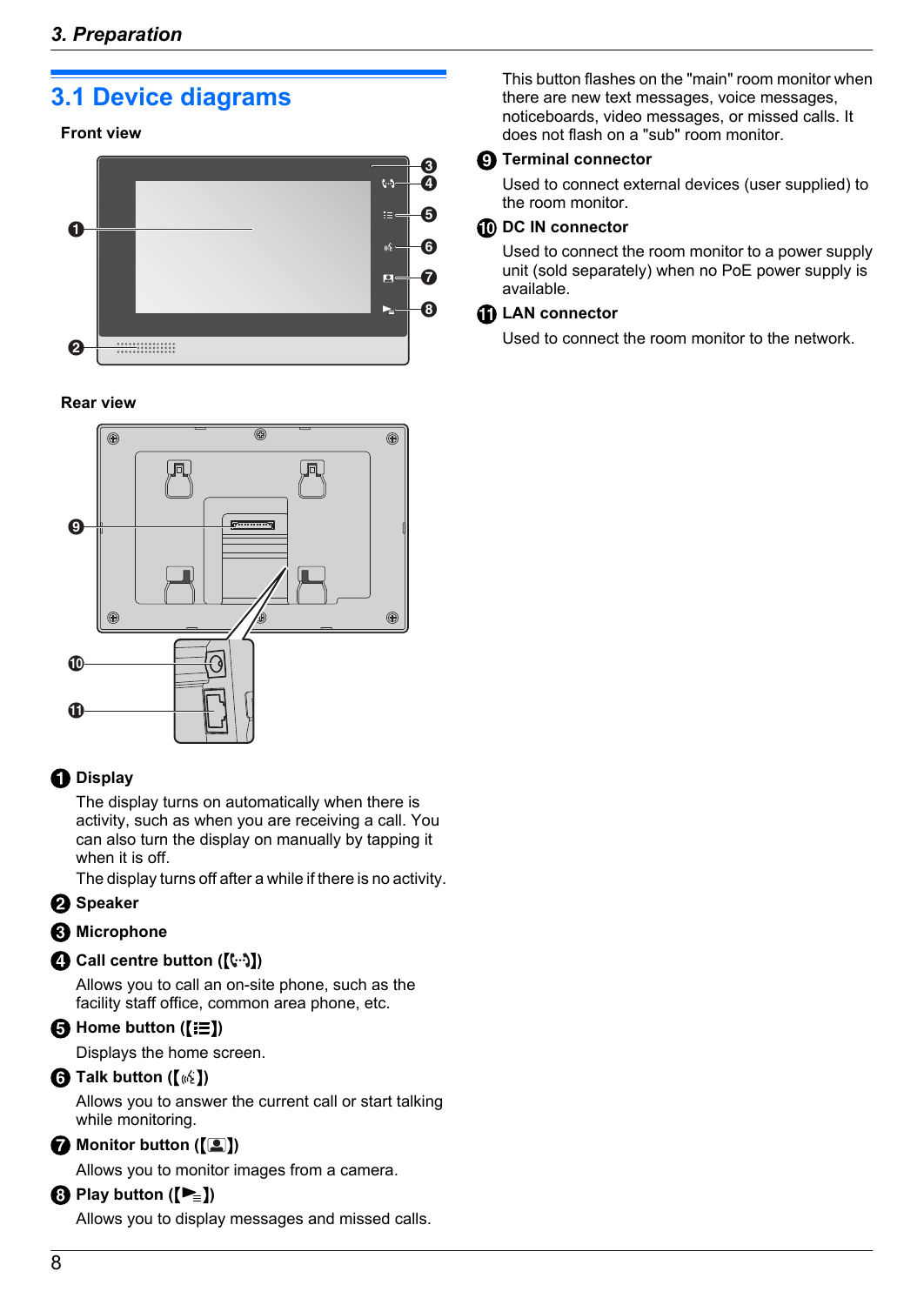## 3.1 Device diagrams

**Front view**

**Rear view**

**1 Display**

The display turns on automatically when there is activity, such as when you are receiving a call. You can also turn the display on manually by tapping it when it is off.

The display turns off after a while if there is no activity.

**2 Speaker**

**3 Microphone**

**4 Call centre button ([ ])**

Allows you to call an on-site phone, such as the facility staff office, common area phone, etc.

**5 Home button ([ ])**

Displays the home screen.

**6 Talk button ([ ])**

Allows you to answer the current call or start talking while monitoring.

**7 Monitor button ([ ])**

Allows you to monitor images from a camera.

**8 Play button ([ ])**

Allows you to display messages and missed calls.

This button flashes on the "main" room monitor when there are new text messages, voice messages, noticeboards, video messages, or missed calls. It does not flash on a "sub" room monitor.

**9 Terminal connector**

Used to connect external devices (user supplied) to the room monitor.

**10 DC IN connector**

Used to connect the room monitor to a power supply unit (sold separately) when no PoE power supply is available.

**11 LAN connector**

Used to connect the room monitor to the network.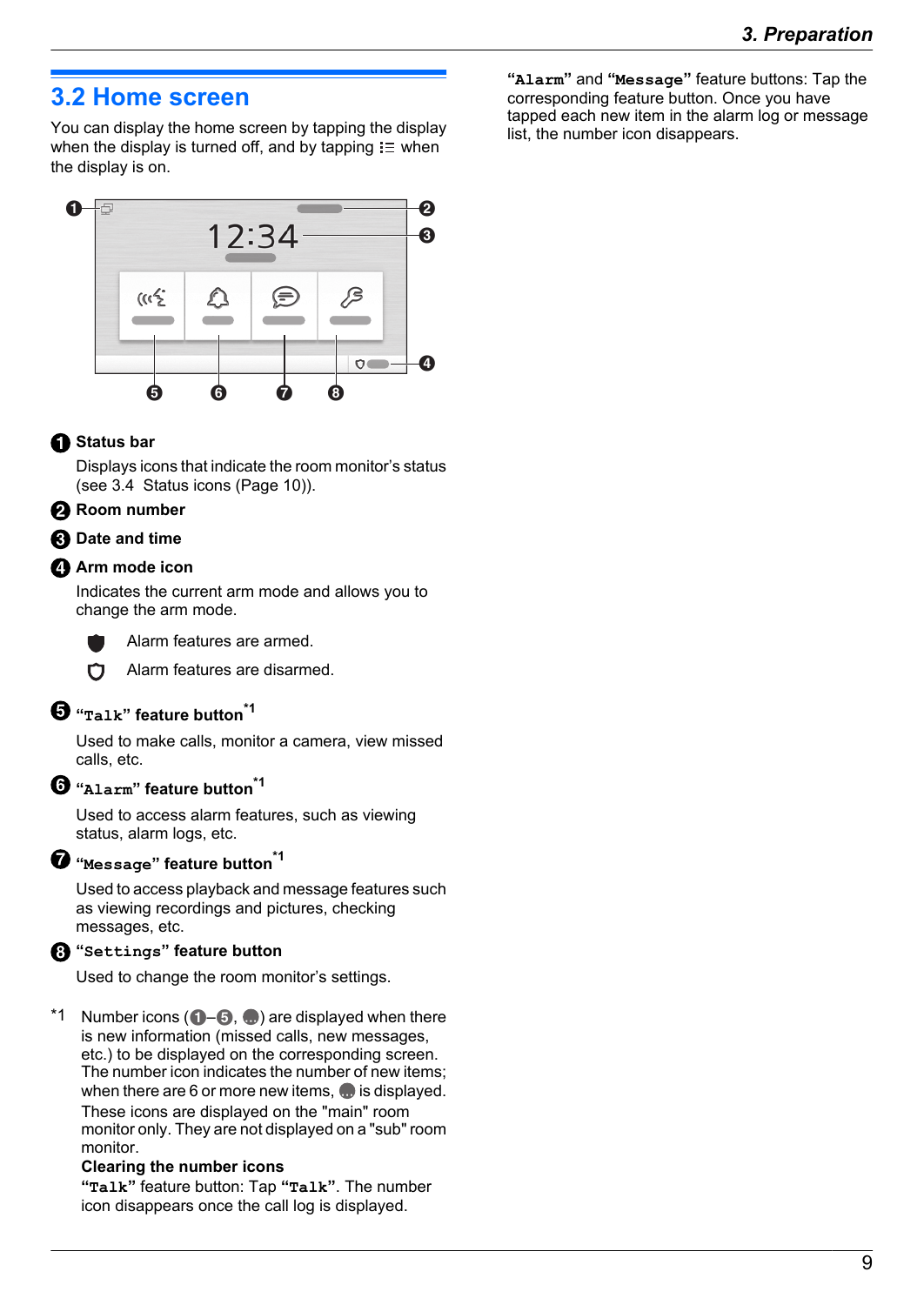## 3.2 Home screen

You can display the home screen by tapping the display when the display is turned off, and by tapping ⁝☰ when the display is on.

**1 Status bar**

Displays icons that indicate the room monitor's status (see 3.4 Status icons (Page 10)).

**2 Room number**

**3 Date and time**

**4 Arm mode icon**

Indicates the current arm mode and allows you to change the arm mode.

- (filled shield) Alarm features are armed.
- (outlined shield) Alarm features are disarmed.

**5 "Talk" feature button**[*1]

Used to make calls, monitor a camera, view missed calls, etc.

**6 "Alarm" feature button**[*1]

Used to access alarm features, such as viewing status, alarm logs, etc.

**7 "Message" feature button**[*1]

Used to access playback and message features such as viewing recordings and pictures, checking messages, etc.

**8 "Settings" feature button**

Used to change the room monitor's settings.

*1 Number icons (1–5, ...) are displayed when there is new information (missed calls, new messages, etc.) to be displayed on the corresponding screen. The number icon indicates the number of new items; when there are 6 or more new items, ... is displayed.
These icons are displayed on the "main" room monitor only. They are not displayed on a "sub" room monitor.

**Clearing the number icons**

**"Talk"** feature button: Tap **"Talk"**. The number icon disappears once the call log is displayed.

**"Alarm"** and **"Message"** feature buttons: Tap the corresponding feature button. Once you have tapped each new item in the alarm log or message list, the number icon disappears.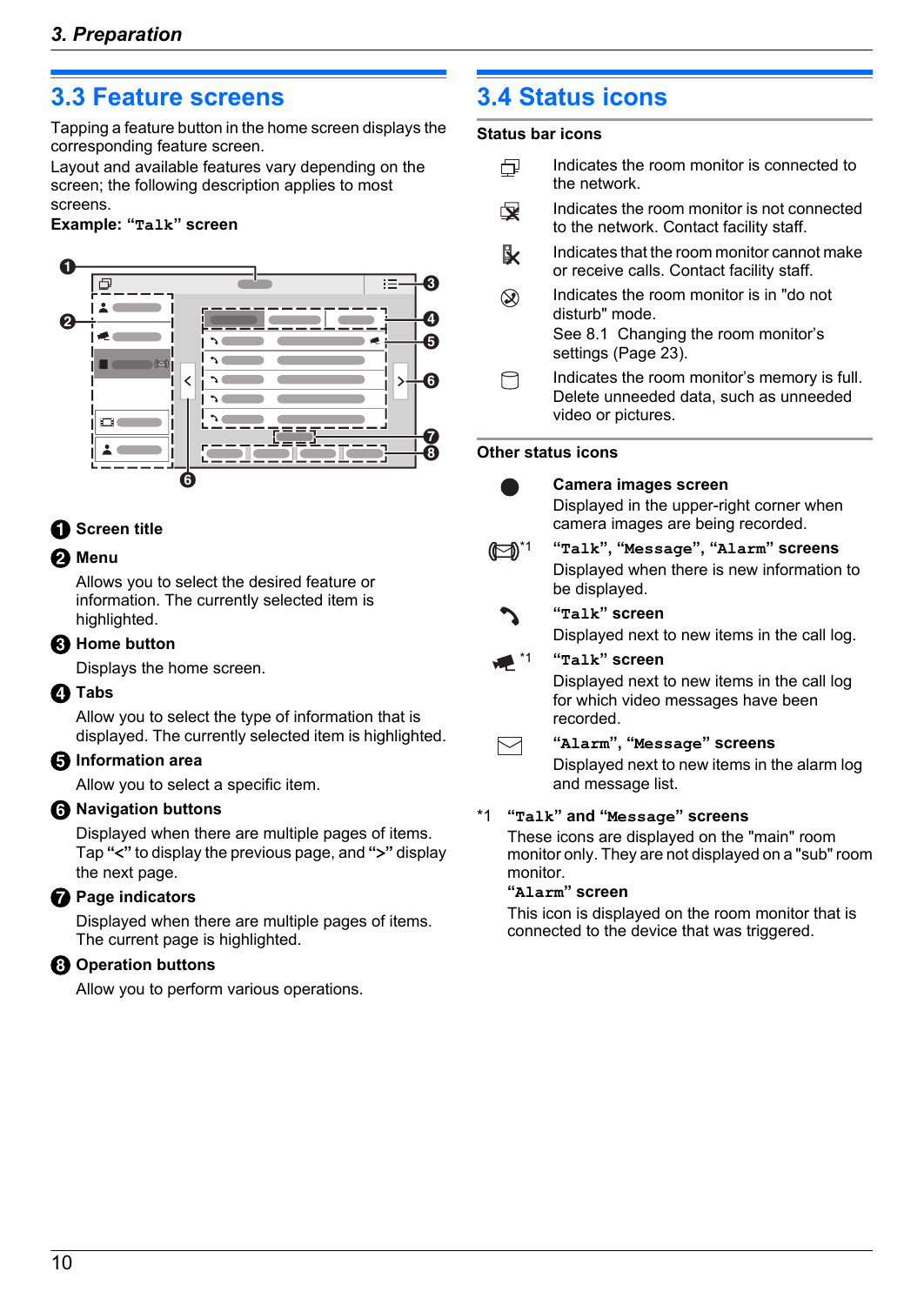## 3.3 Feature screens

Tapping a feature button in the home screen displays the corresponding feature screen.

Layout and available features vary depending on the screen; the following description applies to most screens.

**Example: "Talk" screen**

1. **Screen title**
2. **Menu**

   Allows you to select the desired feature or information. The currently selected item is highlighted.
3. **Home button**

   Displays the home screen.
4. **Tabs**

   Allow you to select the type of information that is displayed. The currently selected item is highlighted.
5. **Information area**

   Allow you to select a specific item.
6. **Navigation buttons**

   Displayed when there are multiple pages of items. Tap "<" to display the previous page, and ">" display the next page.
7. **Page indicators**

   Displayed when there are multiple pages of items. The current page is highlighted.
8. **Operation buttons**

   Allow you to perform various operations.

## 3.4 Status icons

**Status bar icons**

- Indicates the room monitor is connected to the network.
- Indicates the room monitor is not connected to the network. Contact facility staff.
- Indicates that the room monitor cannot make or receive calls. Contact facility staff.
- Indicates the room monitor is in "do not disturb" mode. See 8.1 Changing the room monitor's settings (Page 23).
- Indicates the room monitor's memory is full. Delete unneeded data, such as unneeded video or pictures.

**Other status icons**

- **Camera images screen**
  Displayed in the upper-right corner when camera images are being recorded.
- *1 **"Talk", "Message", "Alarm" screens**
  Displayed when there is new information to be displayed.
- **"Talk" screen**
  Displayed next to new items in the call log.
- *1 **"Talk" screen**
  Displayed next to new items in the call log for which video messages have been recorded.
- **"Alarm", "Message" screens**
  Displayed next to new items in the alarm log and message list.

*1 **"Talk" and "Message" screens**
These icons are displayed on the "main" room monitor only. They are not displayed on a "sub" room monitor.
**"Alarm" screen**
This icon is displayed on the room monitor that is connected to the device that was triggered.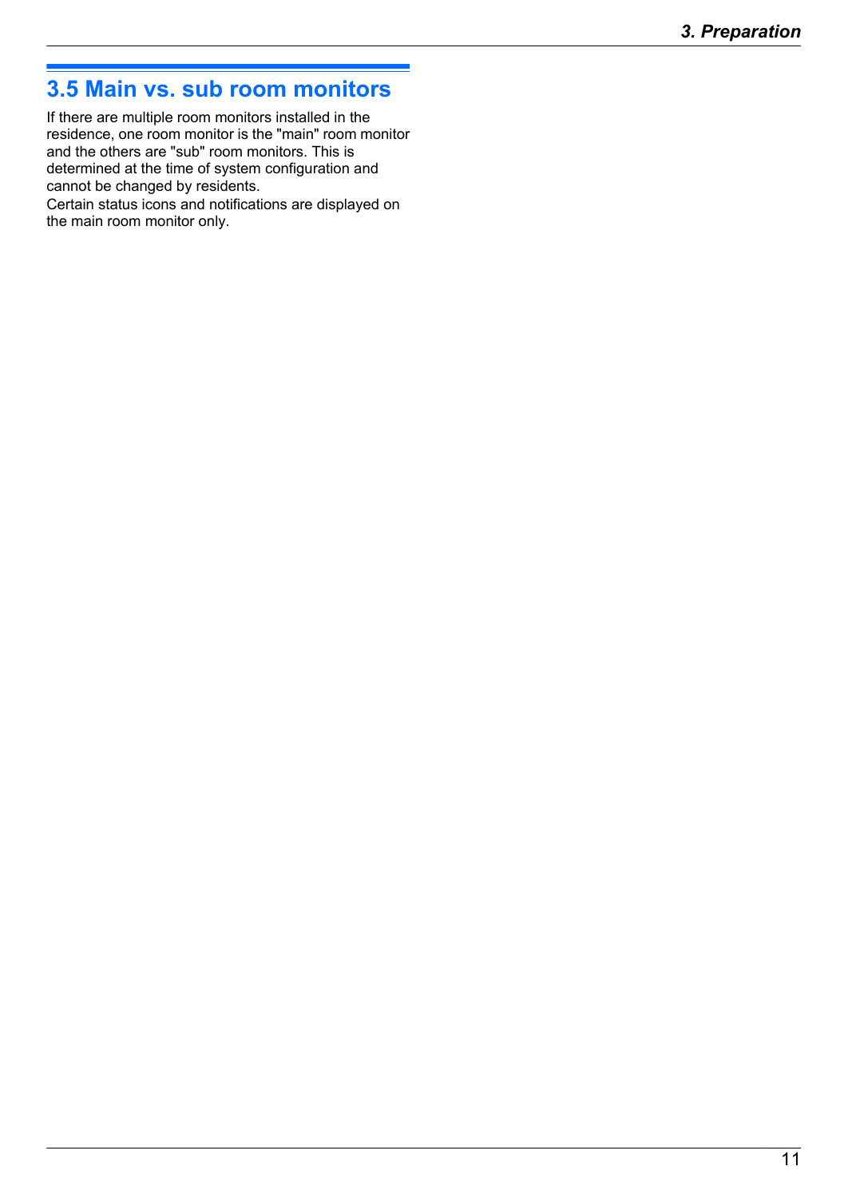## 3.5 Main vs. sub room monitors

If there are multiple room monitors installed in the residence, one room monitor is the "main" room monitor and the others are "sub" room monitors. This is determined at the time of system configuration and cannot be changed by residents.
Certain status icons and notifications are displayed on the main room monitor only.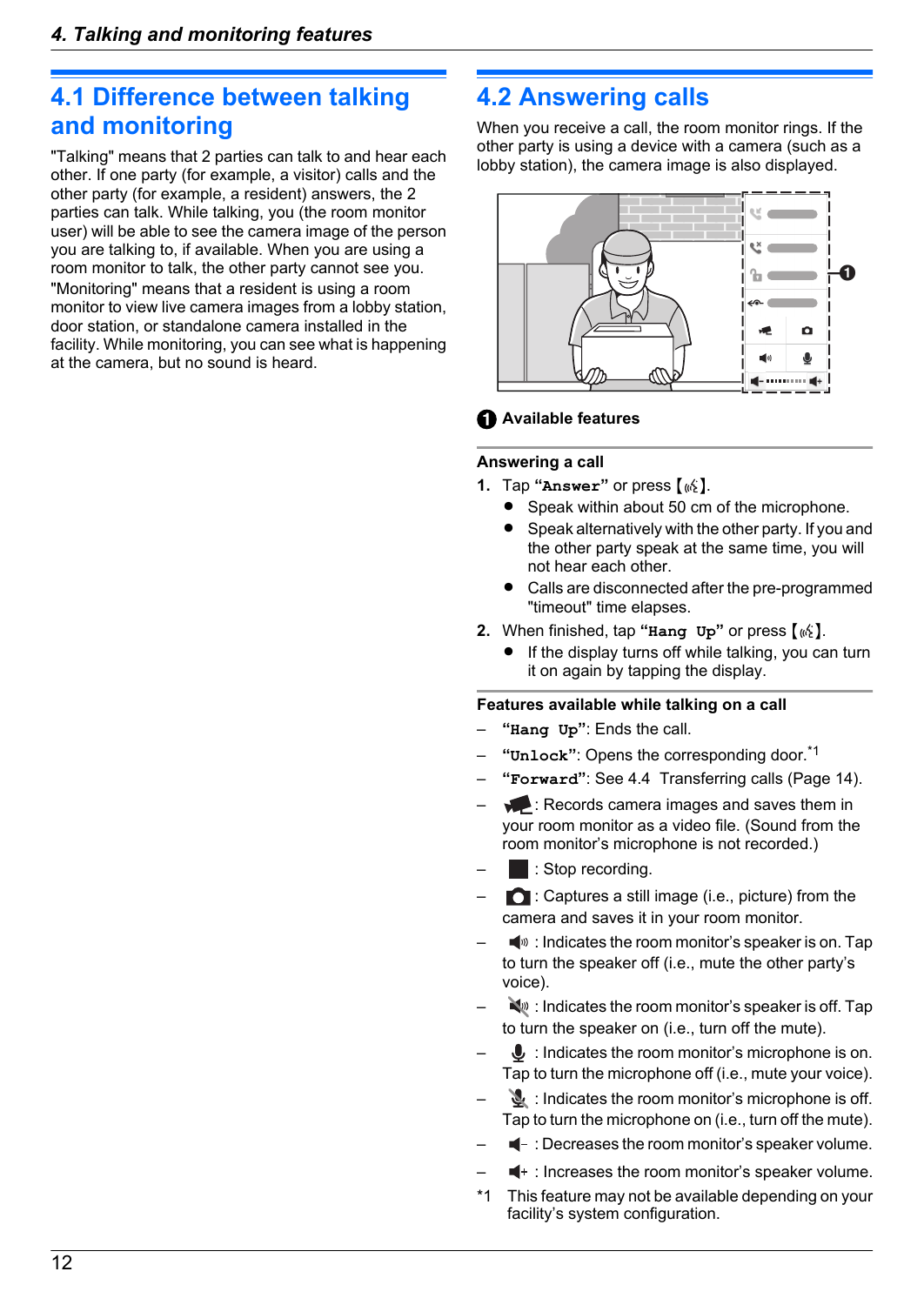## 4.1 Difference between talking and monitoring

"Talking" means that 2 parties can talk to and hear each other. If one party (for example, a visitor) calls and the other party (for example, a resident) answers, the 2 parties can talk. While talking, you (the room monitor user) will be able to see the camera image of the person you are talking to, if available. When you are using a room monitor to talk, the other party cannot see you.

"Monitoring" means that a resident is using a room monitor to view live camera images from a lobby station, door station, or standalone camera installed in the facility. While monitoring, you can see what is happening at the camera, but no sound is heard.

## 4.2 Answering calls

When you receive a call, the room monitor rings. If the other party is using a device with a camera (such as a lobby station), the camera image is also displayed.

❶ Available features

**Answering a call**

1. Tap **"Answer"** or press 【 】.
   - Speak within about 50 cm of the microphone.
   - Speak alternatively with the other party. If you and the other party speak at the same time, you will not hear each other.
   - Calls are disconnected after the pre-programmed "timeout" time elapses.
2. When finished, tap **"Hang Up"** or press 【 】.
   - If the display turns off while talking, you can turn it on again by tapping the display.

**Features available while talking on a call**

– **"Hang Up"**: Ends the call.
– **"Unlock"**: Opens the corresponding door.*1
– **"Forward"**: See 4.4 Transferring calls (Page 14).
– : Records camera images and saves them in your room monitor as a video file. (Sound from the room monitor's microphone is not recorded.)
– : Stop recording.
– : Captures a still image (i.e., picture) from the camera and saves it in your room monitor.
– : Indicates the room monitor's speaker is on. Tap to turn the speaker off (i.e., mute the other party's voice).
– : Indicates the room monitor's speaker is off. Tap to turn the speaker on (i.e., turn off the mute).
– : Indicates the room monitor's microphone is on. Tap to turn the microphone off (i.e., mute your voice).
– : Indicates the room monitor's microphone is off. Tap to turn the microphone on (i.e., turn off the mute).
– : Decreases the room monitor's speaker volume.
– : Increases the room monitor's speaker volume.

*1 This feature may not be available depending on your facility's system configuration.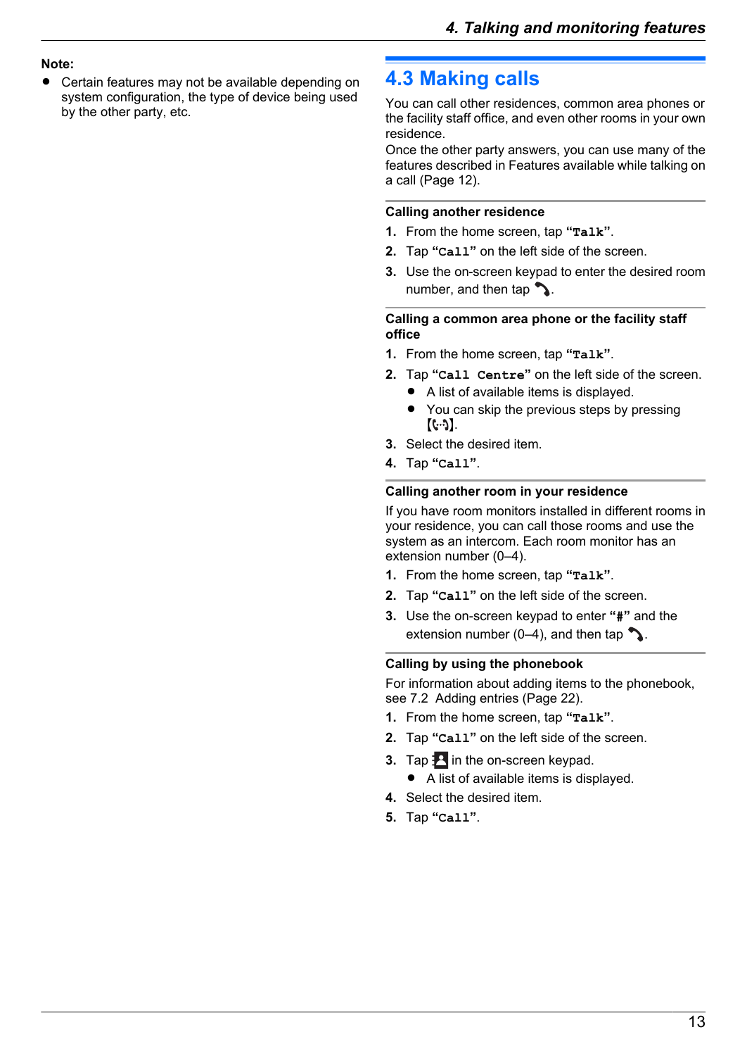**Note:**

- Certain features may not be available depending on system configuration, the type of device being used by the other party, etc.

## 4.3 Making calls

You can call other residences, common area phones or the facility staff office, and even other rooms in your own residence.

Once the other party answers, you can use many of the features described in Features available while talking on a call (Page 12).

### Calling another residence

1. From the home screen, tap **"Talk"**.
2. Tap **"Call"** on the left side of the screen.
3. Use the on-screen keypad to enter the desired room number, and then tap .

### Calling a common area phone or the facility staff office

1. From the home screen, tap **"Talk"**.
2. Tap **"Call Centre"** on the left side of the screen.
   - A list of available items is displayed.
   - You can skip the previous steps by pressing **[ ]**.
3. Select the desired item.
4. Tap **"Call"**.

### Calling another room in your residence

If you have room monitors installed in different rooms in your residence, you can call those rooms and use the system as an intercom. Each room monitor has an extension number (0–4).

1. From the home screen, tap **"Talk"**.
2. Tap **"Call"** on the left side of the screen.
3. Use the on-screen keypad to enter **"#"** and the extension number (0–4), and then tap .

### Calling by using the phonebook

For information about adding items to the phonebook, see 7.2 Adding entries (Page 22).

1. From the home screen, tap **"Talk"**.
2. Tap **"Call"** on the left side of the screen.
3. Tap  in the on-screen keypad.
   - A list of available items is displayed.
4. Select the desired item.
5. Tap **"Call"**.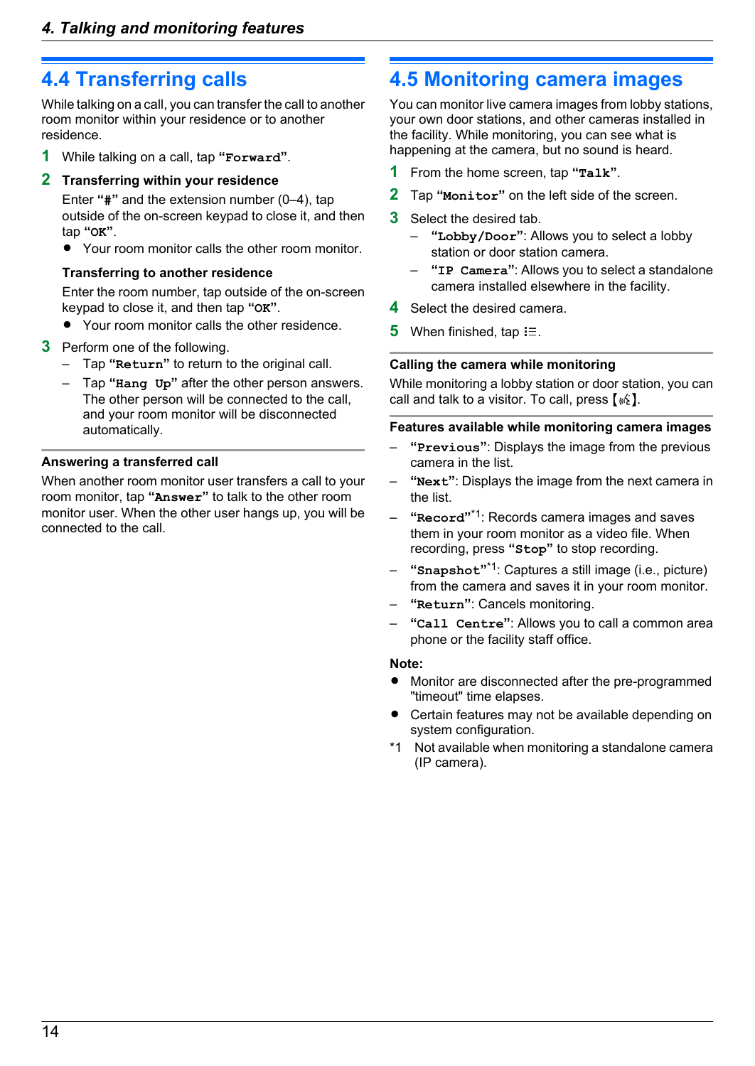## 4.4 Transferring calls

While talking on a call, you can transfer the call to another room monitor within your residence or to another residence.

1. While talking on a call, tap **"Forward"**.
2. **Transferring within your residence**

   Enter **"#"** and the extension number (0–4), tap outside of the on-screen keypad to close it, and then tap **"OK"**.
   - Your room monitor calls the other room monitor.

   **Transferring to another residence**

   Enter the room number, tap outside of the on-screen keypad to close it, and then tap **"OK"**.
   - Your room monitor calls the other residence.
3. Perform one of the following.
   – Tap **"Return"** to return to the original call.
   – Tap **"Hang Up"** after the other person answers. The other person will be connected to the call, and your room monitor will be disconnected automatically.

### Answering a transferred call

When another room monitor user transfers a call to your room monitor, tap **"Answer"** to talk to the other room monitor user. When the other user hangs up, you will be connected to the call.

## 4.5 Monitoring camera images

You can monitor live camera images from lobby stations, your own door stations, and other cameras installed in the facility. While monitoring, you can see what is happening at the camera, but no sound is heard.

1. From the home screen, tap **"Talk"**.
2. Tap **"Monitor"** on the left side of the screen.
3. Select the desired tab.
   – **"Lobby/Door"**: Allows you to select a lobby station or door station camera.
   – **"IP Camera"**: Allows you to select a standalone camera installed elsewhere in the facility.
4. Select the desired camera.
5. When finished, tap ☰.

### Calling the camera while monitoring

While monitoring a lobby station or door station, you can call and talk to a visitor. To call, press 【📞】.

### Features available while monitoring camera images

– **"Previous"**: Displays the image from the previous camera in the list.
– **"Next"**: Displays the image from the next camera in the list.
– **"Record"**[*1]: Records camera images and saves them in your room monitor as a video file. When recording, press **"Stop"** to stop recording.
– **"Snapshot"**[*1]: Captures a still image (i.e., picture) from the camera and saves it in your room monitor.
– **"Return"**: Cancels monitoring.
– **"Call Centre"**: Allows you to call a common area phone or the facility staff office.

**Note:**
- Monitor are disconnected after the pre-programmed "timeout" time elapses.
- Certain features may not be available depending on system configuration.

*1 Not available when monitoring a standalone camera (IP camera).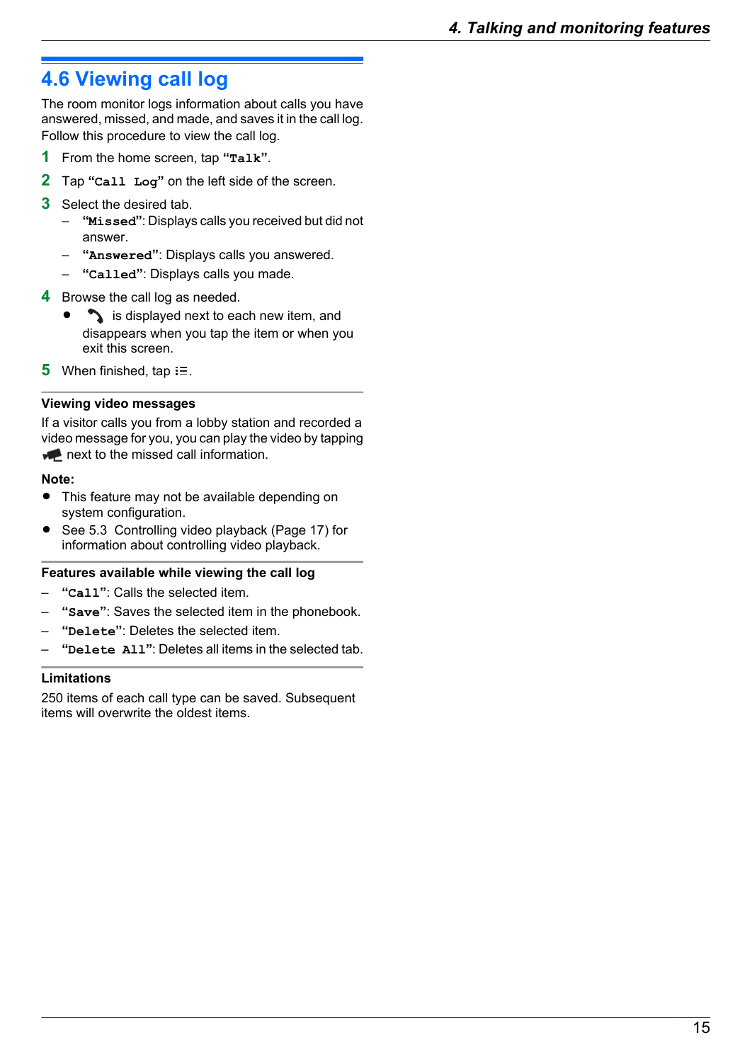## 4.6 Viewing call log

The room monitor logs information about calls you have answered, missed, and made, and saves it in the call log. Follow this procedure to view the call log.

1. From the home screen, tap **"Talk"**.
2. Tap **"Call Log"** on the left side of the screen.
3. Select the desired tab.
   - **"Missed"**: Displays calls you received but did not answer.
   - **"Answered"**: Displays calls you answered.
   - **"Called"**: Displays calls you made.
4. Browse the call log as needed.
   - is displayed next to each new item, and disappears when you tap the item or when you exit this screen.
5. When finished, tap ☰.

### Viewing video messages

If a visitor calls you from a lobby station and recorded a video message for you, you can play the video by tapping next to the missed call information.

**Note:**

- This feature may not be available depending on system configuration.
- See 5.3 Controlling video playback (Page 17) for information about controlling video playback.

### Features available while viewing the call log

- **"Call"**: Calls the selected item.
- **"Save"**: Saves the selected item in the phonebook.
- **"Delete"**: Deletes the selected item.
- **"Delete All"**: Deletes all items in the selected tab.

### Limitations

250 items of each call type can be saved. Subsequent items will overwrite the oldest items.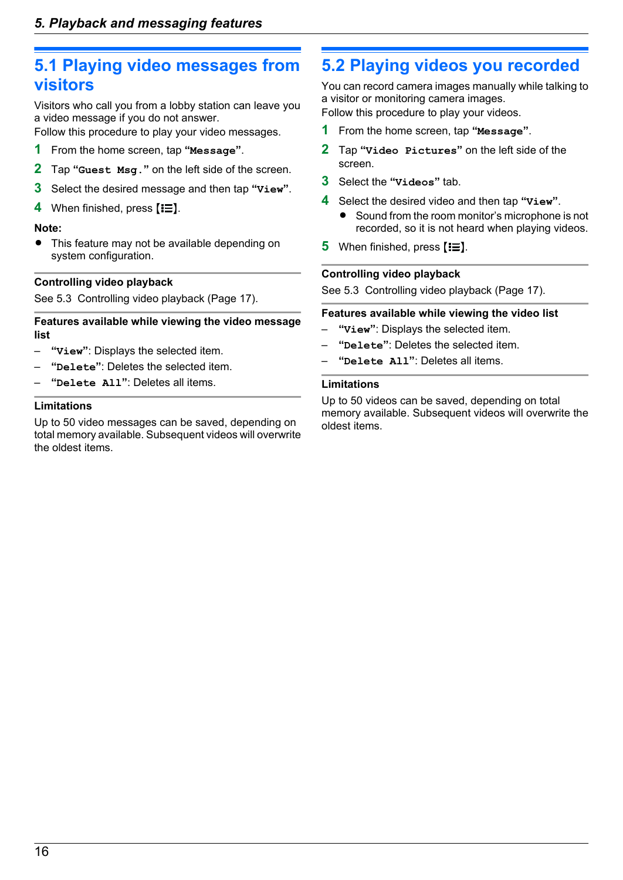## 5.1 Playing video messages from visitors

Visitors who call you from a lobby station can leave you a video message if you do not answer.
Follow this procedure to play your video messages.

1. From the home screen, tap **"Message"**.
2. Tap **"Guest Msg."** on the left side of the screen.
3. Select the desired message and then tap **"View"**.
4. When finished, press **[☰]**.

**Note:**

- This feature may not be available depending on system configuration.

### Controlling video playback

See 5.3 Controlling video playback (Page 17).

### Features available while viewing the video message list

- **"View"**: Displays the selected item.
- **"Delete"**: Deletes the selected item.
- **"Delete All"**: Deletes all items.

### Limitations

Up to 50 video messages can be saved, depending on total memory available. Subsequent videos will overwrite the oldest items.

## 5.2 Playing videos you recorded

You can record camera images manually while talking to a visitor or monitoring camera images.
Follow this procedure to play your videos.

1. From the home screen, tap **"Message"**.
2. Tap **"Video Pictures"** on the left side of the screen.
3. Select the **"Videos"** tab.
4. Select the desired video and then tap **"View"**.
   - Sound from the room monitor's microphone is not recorded, so it is not heard when playing videos.
5. When finished, press **[☰]**.

### Controlling video playback

See 5.3 Controlling video playback (Page 17).

### Features available while viewing the video list

- **"View"**: Displays the selected item.
- **"Delete"**: Deletes the selected item.
- **"Delete All"**: Deletes all items.

### Limitations

Up to 50 videos can be saved, depending on total memory available. Subsequent videos will overwrite the oldest items.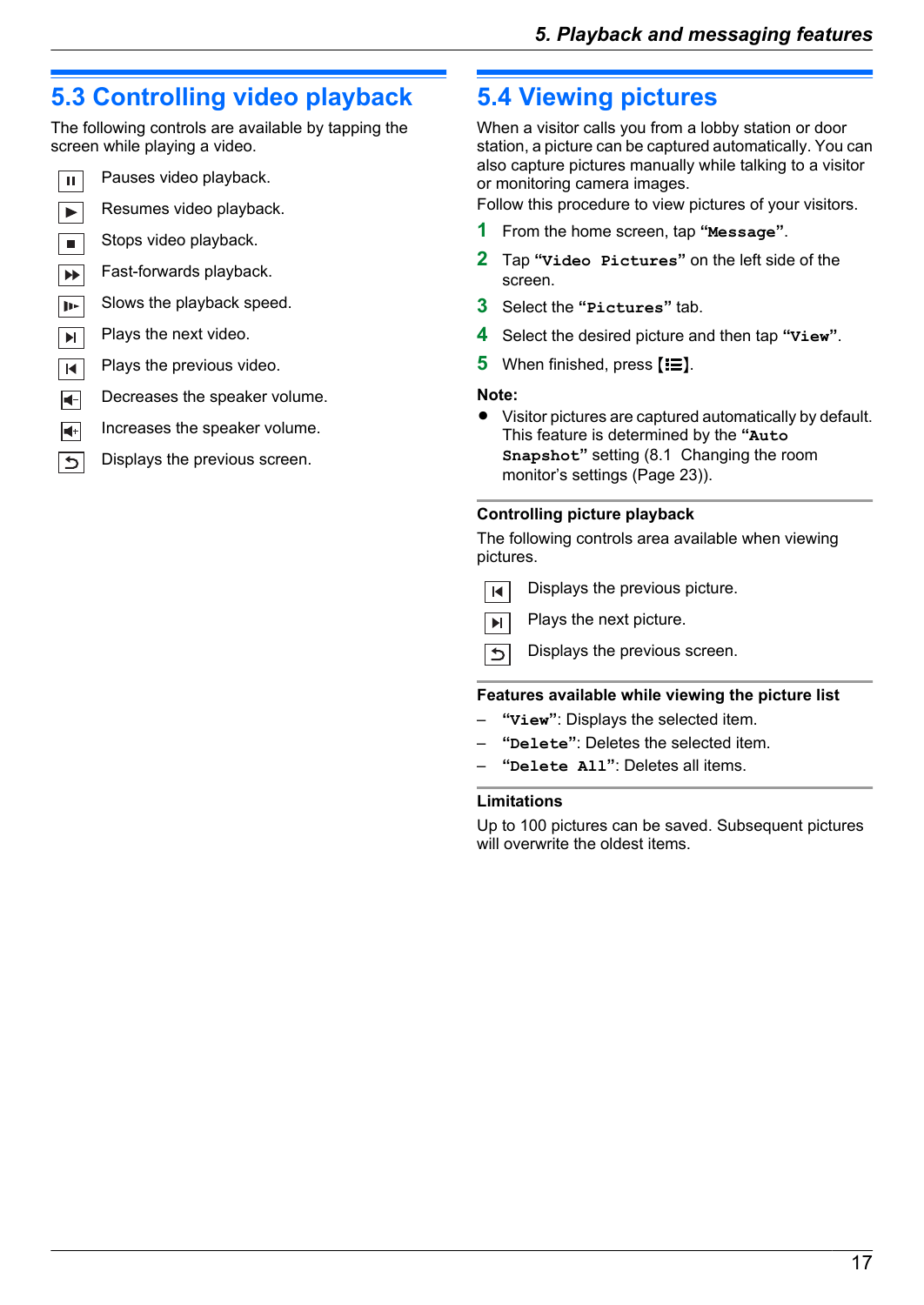## 5.3 Controlling video playback

The following controls are available by tapping the screen while playing a video.

| | |
|---|---|
| ⏸ | Pauses video playback. |
| ▶ | Resumes video playback. |
| ■ | Stops video playback. |
| ⏩ | Fast-forwards playback. |
| ▮▶ | Slows the playback speed. |
| ▶▮ | Plays the next video. |
| ▮◀ | Plays the previous video. |
| 🔈− | Decreases the speaker volume. |
| 🔈+ | Increases the speaker volume. |
| ↺ | Displays the previous screen. |

## 5.4 Viewing pictures

When a visitor calls you from a lobby station or door station, a picture can be captured automatically. You can also capture pictures manually while talking to a visitor or monitoring camera images.

Follow this procedure to view pictures of your visitors.

1. From the home screen, tap **“Message”**.
2. Tap **“Video Pictures”** on the left side of the screen.
3. Select the **“Pictures”** tab.
4. Select the desired picture and then tap **“View”**.
5. When finished, press **[☰]**.

**Note:**

- Visitor pictures are captured automatically by default. This feature is determined by the **“Auto Snapshot”** setting (8.1 Changing the room monitor’s settings (Page 23)).

### Controlling picture playback

The following controls area available when viewing pictures.

| | |
|---|---|
| ▮◀ | Displays the previous picture. |
| ▶▮ | Plays the next picture. |
| ↺ | Displays the previous screen. |

### Features available while viewing the picture list

- **“View”**: Displays the selected item.
- **“Delete”**: Deletes the selected item.
- **“Delete All”**: Deletes all items.

### Limitations

Up to 100 pictures can be saved. Subsequent pictures will overwrite the oldest items.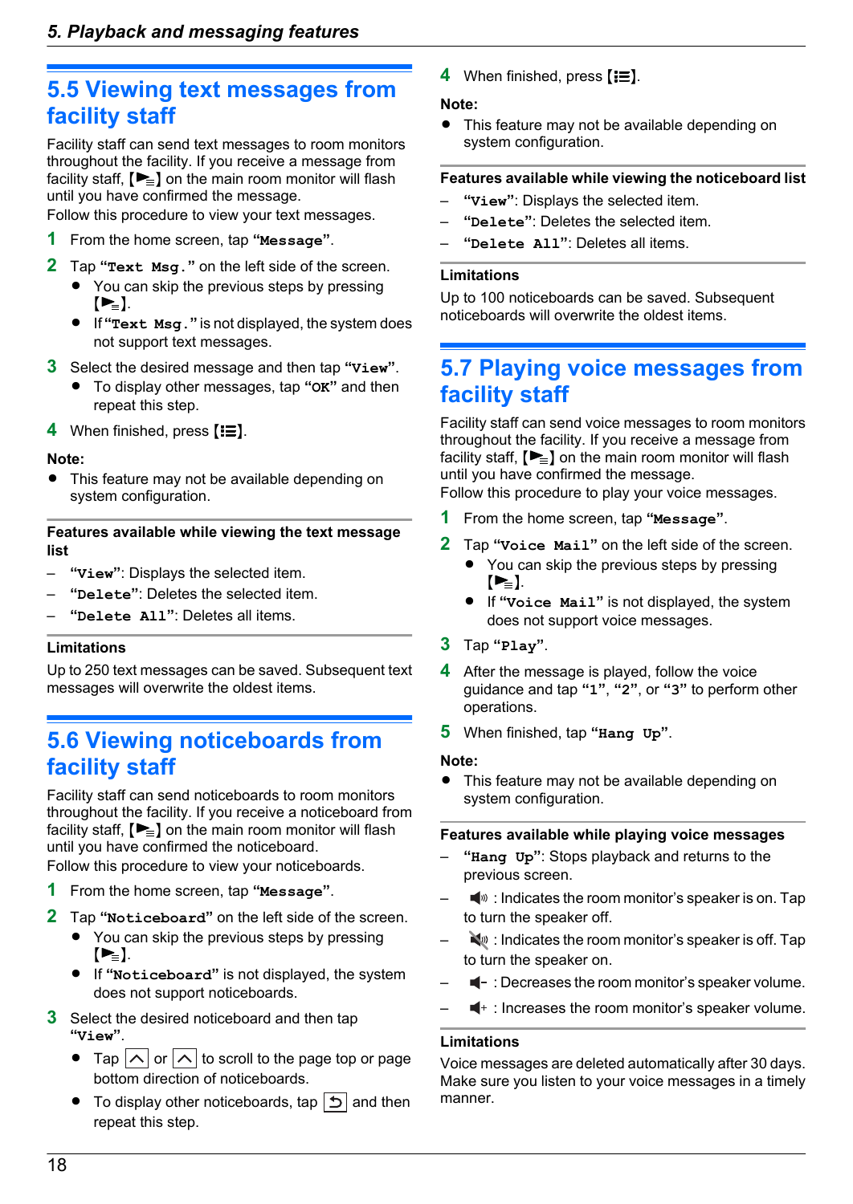## 5.5 Viewing text messages from facility staff

Facility staff can send text messages to room monitors throughout the facility. If you receive a message from facility staff, [▶≡] on the main room monitor will flash until you have confirmed the message.
Follow this procedure to view your text messages.

1. From the home screen, tap "Message".
2. Tap "Text Msg." on the left side of the screen.
   - You can skip the previous steps by pressing [▶≡].
   - If "Text Msg." is not displayed, the system does not support text messages.
3. Select the desired message and then tap "View".
   - To display other messages, tap "OK" and then repeat this step.
4. When finished, press [☰].

**Note:**

- This feature may not be available depending on system configuration.

**Features available while viewing the text message list**

– "View": Displays the selected item.
– "Delete": Deletes the selected item.
– "Delete All": Deletes all items.

**Limitations**

Up to 250 text messages can be saved. Subsequent text messages will overwrite the oldest items.

## 5.6 Viewing noticeboards from facility staff

Facility staff can send noticeboards to room monitors throughout the facility. If you receive a noticeboard from facility staff, [▶≡] on the main room monitor will flash until you have confirmed the noticeboard.
Follow this procedure to view your noticeboards.

1. From the home screen, tap "Message".
2. Tap "Noticeboard" on the left side of the screen.
   - You can skip the previous steps by pressing [▶≡].
   - If "Noticeboard" is not displayed, the system does not support noticeboards.
3. Select the desired noticeboard and then tap "View".
   - Tap [∧] or [∧] to scroll to the page top or page bottom direction of noticeboards.
   - To display other noticeboards, tap [↶] and then repeat this step.
4. When finished, press [☰].

**Note:**

- This feature may not be available depending on system configuration.

**Features available while viewing the noticeboard list**

– "View": Displays the selected item.
– "Delete": Deletes the selected item.
– "Delete All": Deletes all items.

**Limitations**

Up to 100 noticeboards can be saved. Subsequent noticeboards will overwrite the oldest items.

## 5.7 Playing voice messages from facility staff

Facility staff can send voice messages to room monitors throughout the facility. If you receive a message from facility staff, [▶≡] on the main room monitor will flash until you have confirmed the message.
Follow this procedure to play your voice messages.

1. From the home screen, tap "Message".
2. Tap "Voice Mail" on the left side of the screen.
   - You can skip the previous steps by pressing [▶≡].
   - If "Voice Mail" is not displayed, the system does not support voice messages.
3. Tap "Play".
4. After the message is played, follow the voice guidance and tap "1", "2", or "3" to perform other operations.
5. When finished, tap "Hang Up".

**Note:**

- This feature may not be available depending on system configuration.

**Features available while playing voice messages**

– "Hang Up": Stops playback and returns to the previous screen.
– 🔊 : Indicates the room monitor's speaker is on. Tap to turn the speaker off.
– 🔇 : Indicates the room monitor's speaker is off. Tap to turn the speaker on.
– 🔈- : Decreases the room monitor's speaker volume.
– 🔈+ : Increases the room monitor's speaker volume.

**Limitations**

Voice messages are deleted automatically after 30 days. Make sure you listen to your voice messages in a timely manner.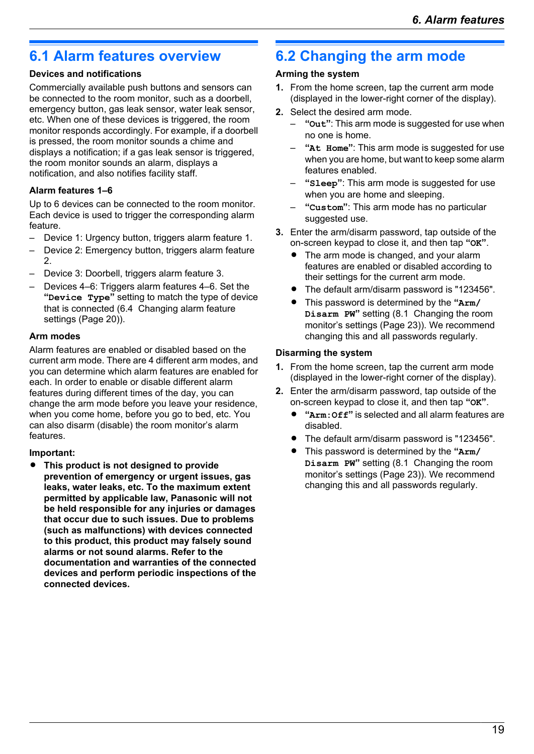## 6.1 Alarm features overview

### Devices and notifications

Commercially available push buttons and sensors can be connected to the room monitor, such as a doorbell, emergency button, gas leak sensor, water leak sensor, etc. When one of these devices is triggered, the room monitor responds accordingly. For example, if a doorbell is pressed, the room monitor sounds a chime and displays a notification; if a gas leak sensor is triggered, the room monitor sounds an alarm, displays a notification, and also notifies facility staff.

### Alarm features 1–6

Up to 6 devices can be connected to the room monitor. Each device is used to trigger the corresponding alarm feature.

- Device 1: Urgency button, triggers alarm feature 1.
- Device 2: Emergency button, triggers alarm feature 2.
- Device 3: Doorbell, triggers alarm feature 3.
- Devices 4–6: Triggers alarm features 4–6. Set the **"Device Type"** setting to match the type of device that is connected (6.4 Changing alarm feature settings (Page 20)).

### Arm modes

Alarm features are enabled or disabled based on the current arm mode. There are 4 different arm modes, and you can determine which alarm features are enabled for each. In order to enable or disable different alarm features during different times of the day, you can change the arm mode before you leave your residence, when you come home, before you go to bed, etc. You can also disarm (disable) the room monitor's alarm features.

### Important:

- **This product is not designed to provide prevention of emergency or urgent issues, gas leaks, water leaks, etc. To the maximum extent permitted by applicable law, Panasonic will not be held responsible for any injuries or damages that occur due to such issues. Due to problems (such as malfunctions) with devices connected to this product, this product may falsely sound alarms or not sound alarms. Refer to the documentation and warranties of the connected devices and perform periodic inspections of the connected devices.**

## 6.2 Changing the arm mode

### Arming the system

1. From the home screen, tap the current arm mode (displayed in the lower-right corner of the display).
2. Select the desired arm mode.
   - **"Out"**: This arm mode is suggested for use when no one is home.
   - **"At Home"**: This arm mode is suggested for use when you are home, but want to keep some alarm features enabled.
   - **"Sleep"**: This arm mode is suggested for use when you are home and sleeping.
   - **"Custom"**: This arm mode has no particular suggested use.
3. Enter the arm/disarm password, tap outside of the on-screen keypad to close it, and then tap **"OK"**.
   - The arm mode is changed, and your alarm features are enabled or disabled according to their settings for the current arm mode.
   - The default arm/disarm password is "123456".
   - This password is determined by the **"Arm/ Disarm PW"** setting (8.1 Changing the room monitor's settings (Page 23)). We recommend changing this and all passwords regularly.

### Disarming the system

1. From the home screen, tap the current arm mode (displayed in the lower-right corner of the display).
2. Enter the arm/disarm password, tap outside of the on-screen keypad to close it, and then tap **"OK"**.
   - **"Arm:Off"** is selected and all alarm features are disabled.
   - The default arm/disarm password is "123456".
   - This password is determined by the **"Arm/ Disarm PW"** setting (8.1 Changing the room monitor's settings (Page 23)). We recommend changing this and all passwords regularly.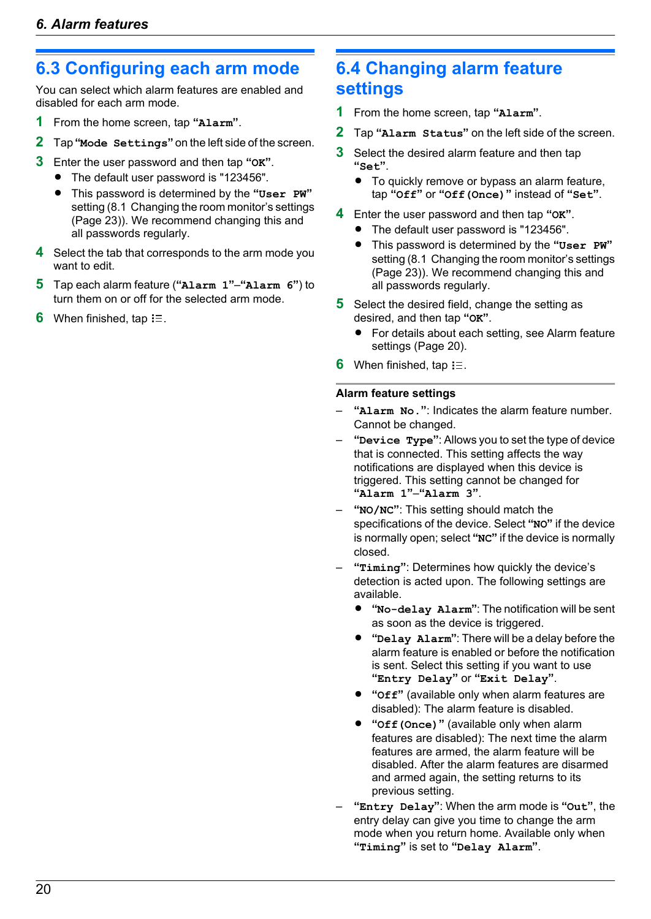## 6.3 Configuring each arm mode

You can select which alarm features are enabled and disabled for each arm mode.

1. From the home screen, tap **"Alarm"**.
2. Tap **"Mode Settings"** on the left side of the screen.
3. Enter the user password and then tap **"OK"**.
   - The default user password is "123456".
   - This password is determined by the **"User PW"** setting (8.1 Changing the room monitor's settings (Page 23)). We recommend changing this and all passwords regularly.
4. Select the tab that corresponds to the arm mode you want to edit.
5. Tap each alarm feature (**"Alarm 1"**–**"Alarm 6"**) to turn them on or off for the selected arm mode.
6. When finished, tap ⁝☰.

## 6.4 Changing alarm feature settings

1. From the home screen, tap **"Alarm"**.
2. Tap **"Alarm Status"** on the left side of the screen.
3. Select the desired alarm feature and then tap **"Set"**.
   - To quickly remove or bypass an alarm feature, tap **"Off"** or **"Off(Once)"** instead of **"Set"**.
4. Enter the user password and then tap **"OK"**.
   - The default user password is "123456".
   - This password is determined by the **"User PW"** setting (8.1 Changing the room monitor's settings (Page 23)). We recommend changing this and all passwords regularly.
5. Select the desired field, change the setting as desired, and then tap **"OK"**.
   - For details about each setting, see Alarm feature settings (Page 20).
6. When finished, tap ⁝☰.

### Alarm feature settings

- **"Alarm No."**: Indicates the alarm feature number. Cannot be changed.
- **"Device Type"**: Allows you to set the type of device that is connected. This setting affects the way notifications are displayed when this device is triggered. This setting cannot be changed for **"Alarm 1"**–**"Alarm 3"**.
- **"NO/NC"**: This setting should match the specifications of the device. Select **"NO"** if the device is normally open; select **"NC"** if the device is normally closed.
- **"Timing"**: Determines how quickly the device's detection is acted upon. The following settings are available.
  - **"No-delay Alarm"**: The notification will be sent as soon as the device is triggered.
  - **"Delay Alarm"**: There will be a delay before the alarm feature is enabled or before the notification is sent. Select this setting if you want to use **"Entry Delay"** or **"Exit Delay"**.
  - **"Off"** (available only when alarm features are disabled): The alarm feature is disabled.
  - **"Off(Once)"** (available only when alarm features are disabled): The next time the alarm features are armed, the alarm feature will be disabled. After the alarm features are disarmed and armed again, the setting returns to its previous setting.
- **"Entry Delay"**: When the arm mode is **"Out"**, the entry delay can give you time to change the arm mode when you return home. Available only when **"Timing"** is set to **"Delay Alarm"**.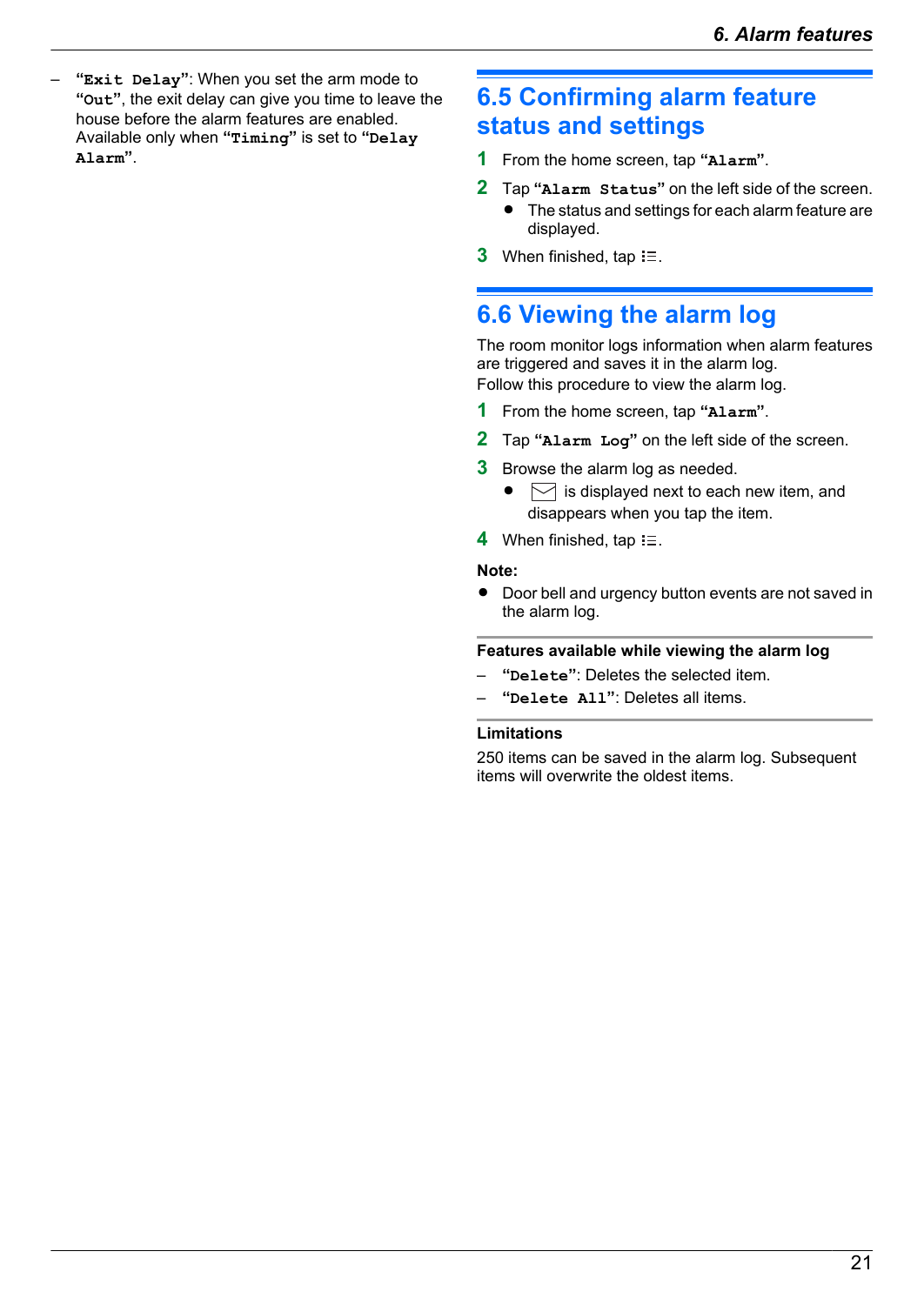– **“Exit Delay”**: When you set the arm mode to **“Out”**, the exit delay can give you time to leave the house before the alarm features are enabled. Available only when **“Timing”** is set to **“Delay Alarm”**.

## 6.5 Confirming alarm feature status and settings

1. From the home screen, tap **“Alarm”**.
2. Tap **“Alarm Status”** on the left side of the screen.
   - The status and settings for each alarm feature are displayed.
3. When finished, tap ⁝☰.

## 6.6 Viewing the alarm log

The room monitor logs information when alarm features are triggered and saves it in the alarm log.
Follow this procedure to view the alarm log.

1. From the home screen, tap **“Alarm”**.
2. Tap **“Alarm Log”** on the left side of the screen.
3. Browse the alarm log as needed.
   - ✉ is displayed next to each new item, and disappears when you tap the item.
4. When finished, tap ⁝☰.

**Note:**

- Door bell and urgency button events are not saved in the alarm log.

**Features available while viewing the alarm log**

– **“Delete”**: Deletes the selected item.
– **“Delete All”**: Deletes all items.

**Limitations**

250 items can be saved in the alarm log. Subsequent items will overwrite the oldest items.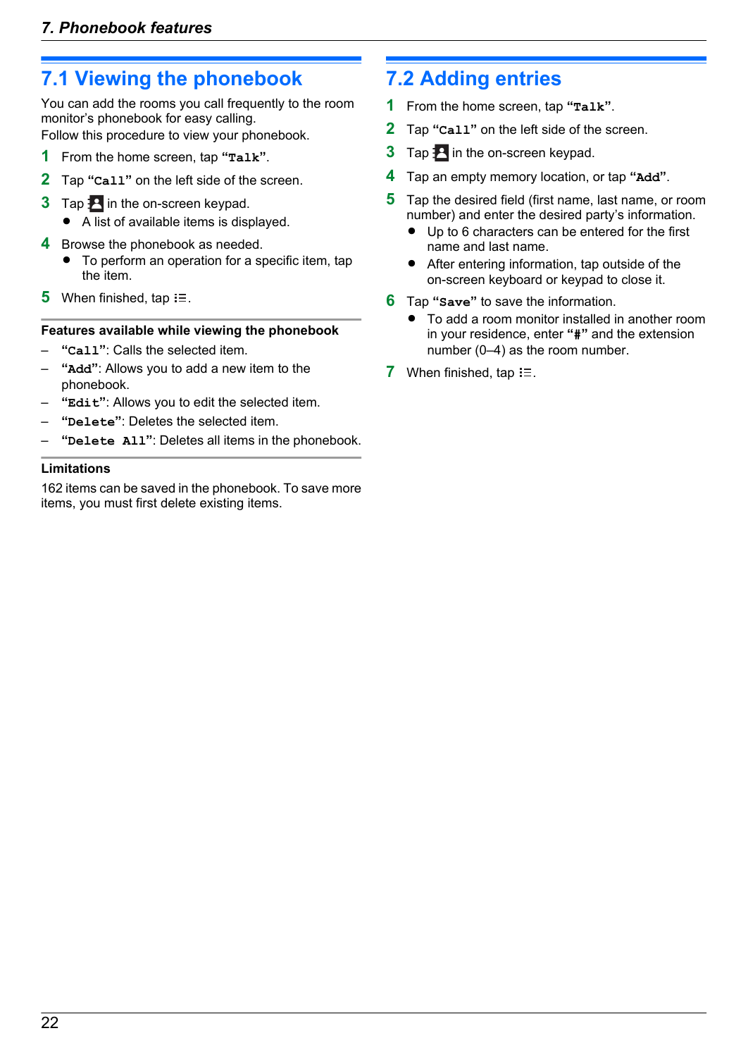## 7.1 Viewing the phonebook

You can add the rooms you call frequently to the room monitor's phonebook for easy calling.
Follow this procedure to view your phonebook.

1. From the home screen, tap **"Talk"**.
2. Tap **"Call"** on the left side of the screen.
3. Tap the phonebook icon in the on-screen keypad.
   - A list of available items is displayed.
4. Browse the phonebook as needed.
   - To perform an operation for a specific item, tap the item.
5. When finished, tap ⁝☰.

### Features available while viewing the phonebook

- **"Call"**: Calls the selected item.
- **"Add"**: Allows you to add a new item to the phonebook.
- **"Edit"**: Allows you to edit the selected item.
- **"Delete"**: Deletes the selected item.
- **"Delete All"**: Deletes all items in the phonebook.

### Limitations

162 items can be saved in the phonebook. To save more items, you must first delete existing items.

## 7.2 Adding entries

1. From the home screen, tap **"Talk"**.
2. Tap **"Call"** on the left side of the screen.
3. Tap the phonebook icon in the on-screen keypad.
4. Tap an empty memory location, or tap **"Add"**.
5. Tap the desired field (first name, last name, or room number) and enter the desired party's information.
   - Up to 6 characters can be entered for the first name and last name.
   - After entering information, tap outside of the on-screen keyboard or keypad to close it.
6. Tap **"Save"** to save the information.
   - To add a room monitor installed in another room in your residence, enter **"#"** and the extension number (0–4) as the room number.
7. When finished, tap ⁝☰.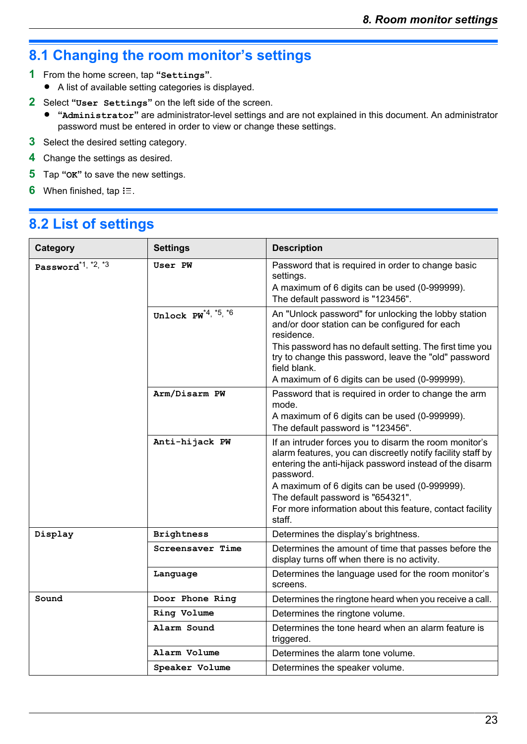## 8.1 Changing the room monitor's settings

1. From the home screen, tap **"Settings"**.
   - A list of available setting categories is displayed.
2. Select **"User Settings"** on the left side of the screen.
   - **"Administrator"** are administrator-level settings and are not explained in this document. An administrator password must be entered in order to view or change these settings.
3. Select the desired setting category.
4. Change the settings as desired.
5. Tap **"OK"** to save the new settings.
6. When finished, tap ⁝☰.

## 8.2 List of settings

| Category | Settings | Description |
|---|---|---|
| **Password**[*1, *2, *3] | **User PW** | Password that is required in order to change basic settings.<br>A maximum of 6 digits can be used (0-999999).<br>The default password is "123456". |
| | **Unlock PW**[*4, *5, *6] | An "Unlock password" for unlocking the lobby station and/or door station can be configured for each residence.<br>This password has no default setting. The first time you try to change this password, leave the "old" password field blank.<br>A maximum of 6 digits can be used (0-999999). |
| | **Arm/Disarm PW** | Password that is required in order to change the arm mode.<br>A maximum of 6 digits can be used (0-999999).<br>The default password is "123456". |
| | **Anti-hijack PW** | If an intruder forces you to disarm the room monitor's alarm features, you can discreetly notify facility staff by entering the anti-hijack password instead of the disarm password.<br>A maximum of 6 digits can be used (0-999999).<br>The default password is "654321".<br>For more information about this feature, contact facility staff. |
| **Display** | **Brightness** | Determines the display's brightness. |
| | **Screensaver Time** | Determines the amount of time that passes before the display turns off when there is no activity. |
| | **Language** | Determines the language used for the room monitor's screens. |
| **Sound** | **Door Phone Ring** | Determines the ringtone heard when you receive a call. |
| | **Ring Volume** | Determines the ringtone volume. |
| | **Alarm Sound** | Determines the tone heard when an alarm feature is triggered. |
| | **Alarm Volume** | Determines the alarm tone volume. |
| | **Speaker Volume** | Determines the speaker volume. |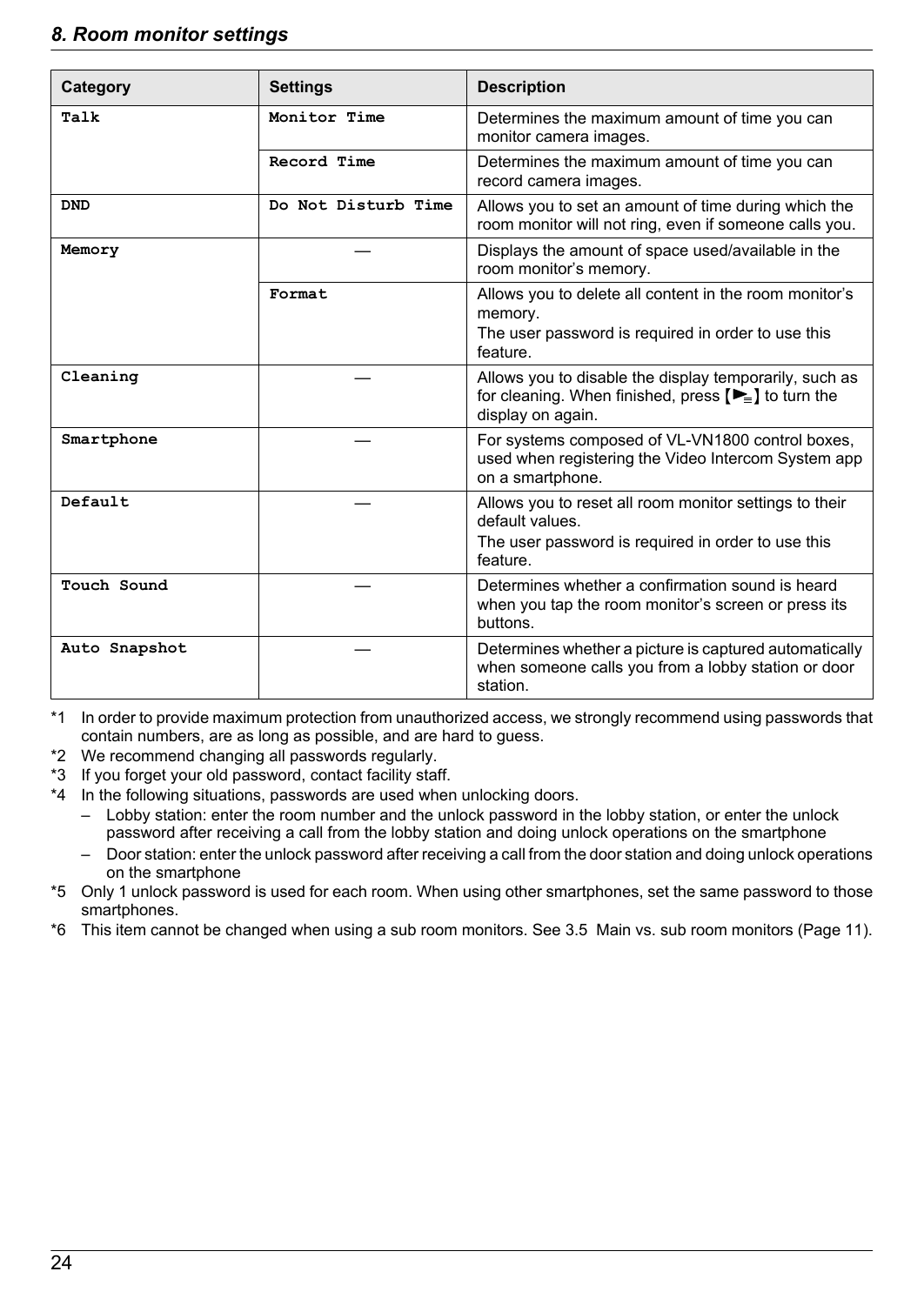| Category | Settings | Description |
|---|---|---|
| Talk | Monitor Time | Determines the maximum amount of time you can monitor camera images. |
| | Record Time | Determines the maximum amount of time you can record camera images. |
| DND | Do Not Disturb Time | Allows you to set an amount of time during which the room monitor will not ring, even if someone calls you. |
| Memory | — | Displays the amount of space used/available in the room monitor's memory. |
| | Format | Allows you to delete all content in the room monitor's memory.<br>The user password is required in order to use this feature. |
| Cleaning | — | Allows you to disable the display temporarily, such as for cleaning. When finished, press 【▶≡】 to turn the display on again. |
| Smartphone | — | For systems composed of VL-VN1800 control boxes, used when registering the Video Intercom System app on a smartphone. |
| Default | — | Allows you to reset all room monitor settings to their default values.<br>The user password is required in order to use this feature. |
| Touch Sound | — | Determines whether a confirmation sound is heard when you tap the room monitor's screen or press its buttons. |
| Auto Snapshot | — | Determines whether a picture is captured automatically when someone calls you from a lobby station or door station. |

*1 In order to provide maximum protection from unauthorized access, we strongly recommend using passwords that contain numbers, are as long as possible, and are hard to guess.

*2 We recommend changing all passwords regularly.

*3 If you forget your old password, contact facility staff.

*4 In the following situations, passwords are used when unlocking doors.

- Lobby station: enter the room number and the unlock password in the lobby station, or enter the unlock password after receiving a call from the lobby station and doing unlock operations on the smartphone
- Door station: enter the unlock password after receiving a call from the door station and doing unlock operations on the smartphone

*5 Only 1 unlock password is used for each room. When using other smartphones, set the same password to those smartphones.

*6 This item cannot be changed when using a sub room monitors. See 3.5 Main vs. sub room monitors (Page 11).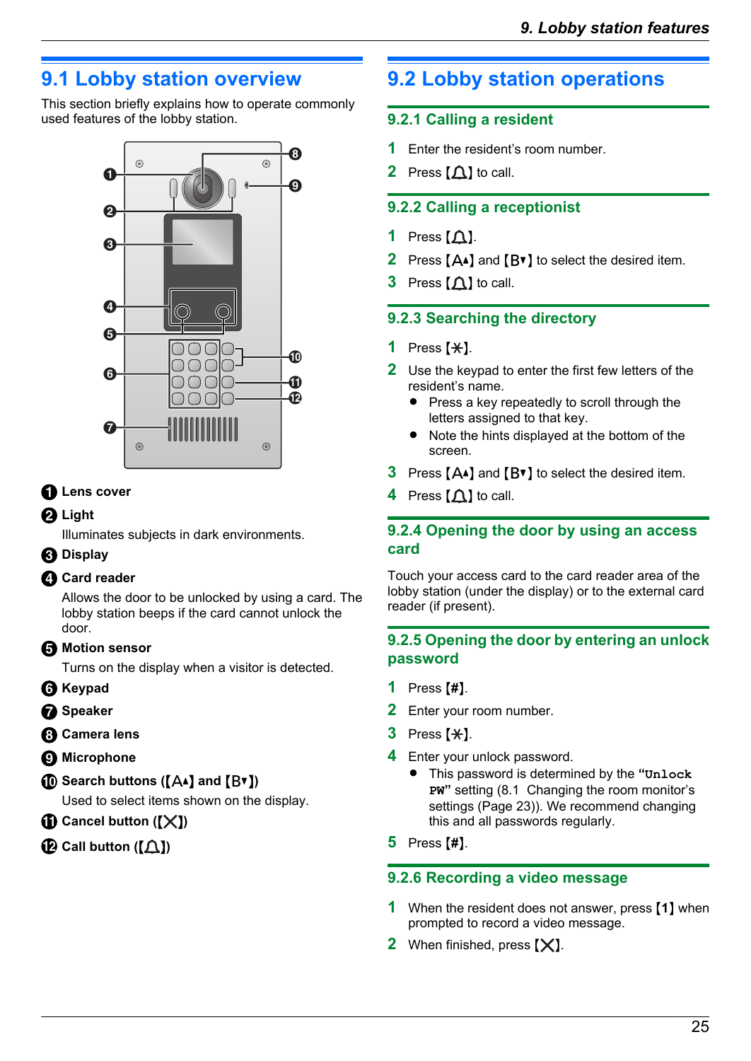## 9.1 Lobby station overview

This section briefly explains how to operate commonly used features of the lobby station.

1. **Lens cover**
2. **Light**
   Illuminates subjects in dark environments.
3. **Display**
4. **Card reader**
   Allows the door to be unlocked by using a card. The lobby station beeps if the card cannot unlock the door.
5. **Motion sensor**
   Turns on the display when a visitor is detected.
6. **Keypad**
7. **Speaker**
8. **Camera lens**
9. **Microphone**
10. **Search buttons (【A▲】 and 【B▼】)**
    Used to select items shown on the display.
11. **Cancel button (【✕】)**
12. **Call button (【🔔】)**

## 9.2 Lobby station operations

### 9.2.1 Calling a resident

1. Enter the resident's room number.
2. Press 【🔔】 to call.

### 9.2.2 Calling a receptionist

1. Press 【🔔】.
2. Press 【A▲】 and 【B▼】 to select the desired item.
3. Press 【🔔】 to call.

### 9.2.3 Searching the directory

1. Press 【✱】.
2. Use the keypad to enter the first few letters of the resident's name.
   - Press a key repeatedly to scroll through the letters assigned to that key.
   - Note the hints displayed at the bottom of the screen.
3. Press 【A▲】 and 【B▼】 to select the desired item.
4. Press 【🔔】 to call.

### 9.2.4 Opening the door by using an access card

Touch your access card to the card reader area of the lobby station (under the display) or to the external card reader (if present).

### 9.2.5 Opening the door by entering an unlock password

1. Press 【#】.
2. Enter your room number.
3. Press 【✱】.
4. Enter your unlock password.
   - This password is determined by the "**Unlock PW**" setting (8.1 Changing the room monitor's settings (Page 23)). We recommend changing this and all passwords regularly.
5. Press 【#】.

### 9.2.6 Recording a video message

1. When the resident does not answer, press 【1】 when prompted to record a video message.
2. When finished, press 【✕】.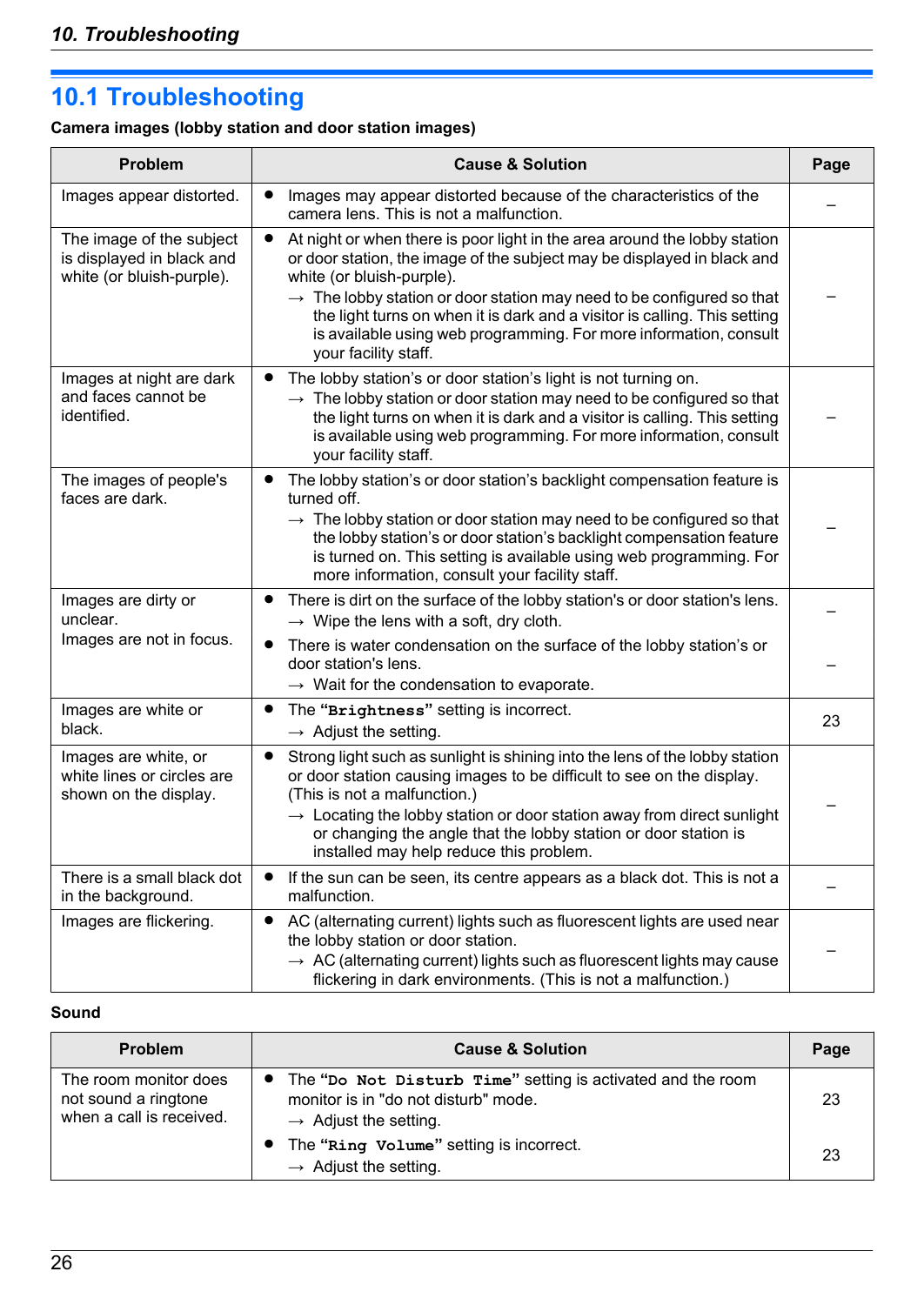## 10.1 Troubleshooting

**Camera images (lobby station and door station images)**

| Problem | Cause & Solution | Page |
|---|---|---|
| Images appear distorted. | ● Images may appear distorted because of the characteristics of the camera lens. This is not a malfunction. | – |
| The image of the subject is displayed in black and white (or bluish-purple). | ● At night or when there is poor light in the area around the lobby station or door station, the image of the subject may be displayed in black and white (or bluish-purple).<br>→ The lobby station or door station may need to be configured so that the light turns on when it is dark and a visitor is calling. This setting is available using web programming. For more information, consult your facility staff. | – |
| Images at night are dark and faces cannot be identified. | ● The lobby station's or door station's light is not turning on.<br>→ The lobby station or door station may need to be configured so that the light turns on when it is dark and a visitor is calling. This setting is available using web programming. For more information, consult your facility staff. | – |
| The images of people's faces are dark. | ● The lobby station's or door station's backlight compensation feature is turned off.<br>→ The lobby station or door station may need to be configured so that the lobby station's or door station's backlight compensation feature is turned on. This setting is available using web programming. For more information, consult your facility staff. | – |
| Images are dirty or unclear.<br>Images are not in focus. | ● There is dirt on the surface of the lobby station's or door station's lens.<br>→ Wipe the lens with a soft, dry cloth.<br>● There is water condensation on the surface of the lobby station's or door station's lens.<br>→ Wait for the condensation to evaporate. | –<br><br>– |
| Images are white or black. | ● The **"Brightness"** setting is incorrect.<br>→ Adjust the setting. | 23 |
| Images are white, or white lines or circles are shown on the display. | ● Strong light such as sunlight is shining into the lens of the lobby station or door station causing images to be difficult to see on the display. (This is not a malfunction.)<br>→ Locating the lobby station or door station away from direct sunlight or changing the angle that the lobby station or door station is installed may help reduce this problem. | – |
| There is a small black dot in the background. | ● If the sun can be seen, its centre appears as a black dot. This is not a malfunction. | – |
| Images are flickering. | ● AC (alternating current) lights such as fluorescent lights are used near the lobby station or door station.<br>→ AC (alternating current) lights such as fluorescent lights may cause flickering in dark environments. (This is not a malfunction.) | – |

**Sound**

| Problem | Cause & Solution | Page |
|---|---|---|
| The room monitor does not sound a ringtone when a call is received. | ● The **"Do Not Disturb Time"** setting is activated and the room monitor is in "do not disturb" mode.<br>→ Adjust the setting.<br>● The **"Ring Volume"** setting is incorrect.<br>→ Adjust the setting. | 23<br><br>23 |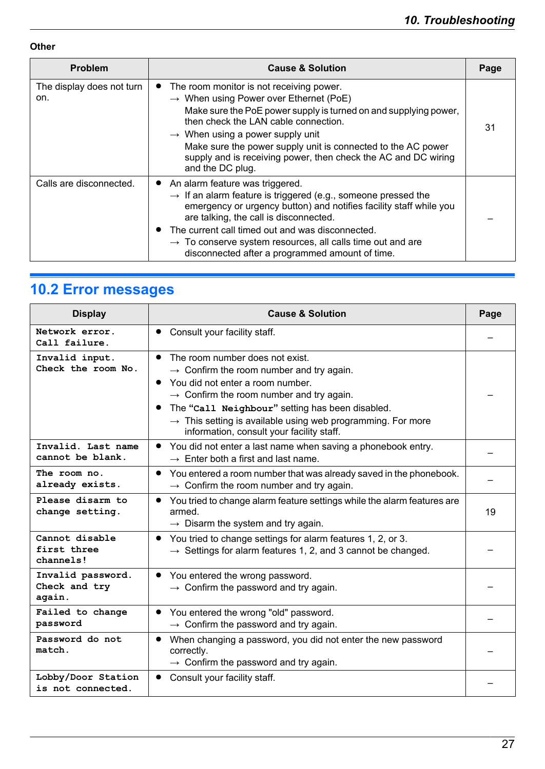**Other**

| Problem | Cause & Solution | Page |
|---|---|---|
| The display does not turn on. | ● The room monitor is not receiving power.<br>→ When using Power over Ethernet (PoE)<br>Make sure the PoE power supply is turned on and supplying power, then check the LAN cable connection.<br>→ When using a power supply unit<br>Make sure the power supply unit is connected to the AC power supply and is receiving power, then check the AC and DC wiring and the DC plug. | 31 |
| Calls are disconnected. | ● An alarm feature was triggered.<br>→ If an alarm feature is triggered (e.g., someone pressed the emergency or urgency button) and notifies facility staff while you are talking, the call is disconnected.<br>● The current call timed out and was disconnected.<br>→ To conserve system resources, all calls time out and are disconnected after a programmed amount of time. | – |

## 10.2 Error messages

| Display | Cause & Solution | Page |
|---|---|---|
| **Network error. Call failure.** | ● Consult your facility staff. | – |
| **Invalid input. Check the room No.** | ● The room number does not exist.<br>→ Confirm the room number and try again.<br>● You did not enter a room number.<br>→ Confirm the room number and try again.<br>● The **"Call Neighbour"** setting has been disabled.<br>→ This setting is available using web programming. For more information, consult your facility staff. | – |
| **Invalid. Last name cannot be blank.** | ● You did not enter a last name when saving a phonebook entry.<br>→ Enter both a first and last name. | – |
| **The room no. already exists.** | ● You entered a room number that was already saved in the phonebook.<br>→ Confirm the room number and try again. | – |
| **Please disarm to change setting.** | ● You tried to change alarm feature settings while the alarm features are armed.<br>→ Disarm the system and try again. | 19 |
| **Cannot disable first three channels!** | ● You tried to change settings for alarm features 1, 2, or 3.<br>→ Settings for alarm features 1, 2, and 3 cannot be changed. | – |
| **Invalid password. Check and try again.** | ● You entered the wrong password.<br>→ Confirm the password and try again. | – |
| **Failed to change password** | ● You entered the wrong "old" password.<br>→ Confirm the password and try again. | – |
| **Password do not match.** | ● When changing a password, you did not enter the new password correctly.<br>→ Confirm the password and try again. | – |
| **Lobby/Door Station is not connected.** | ● Consult your facility staff. | – |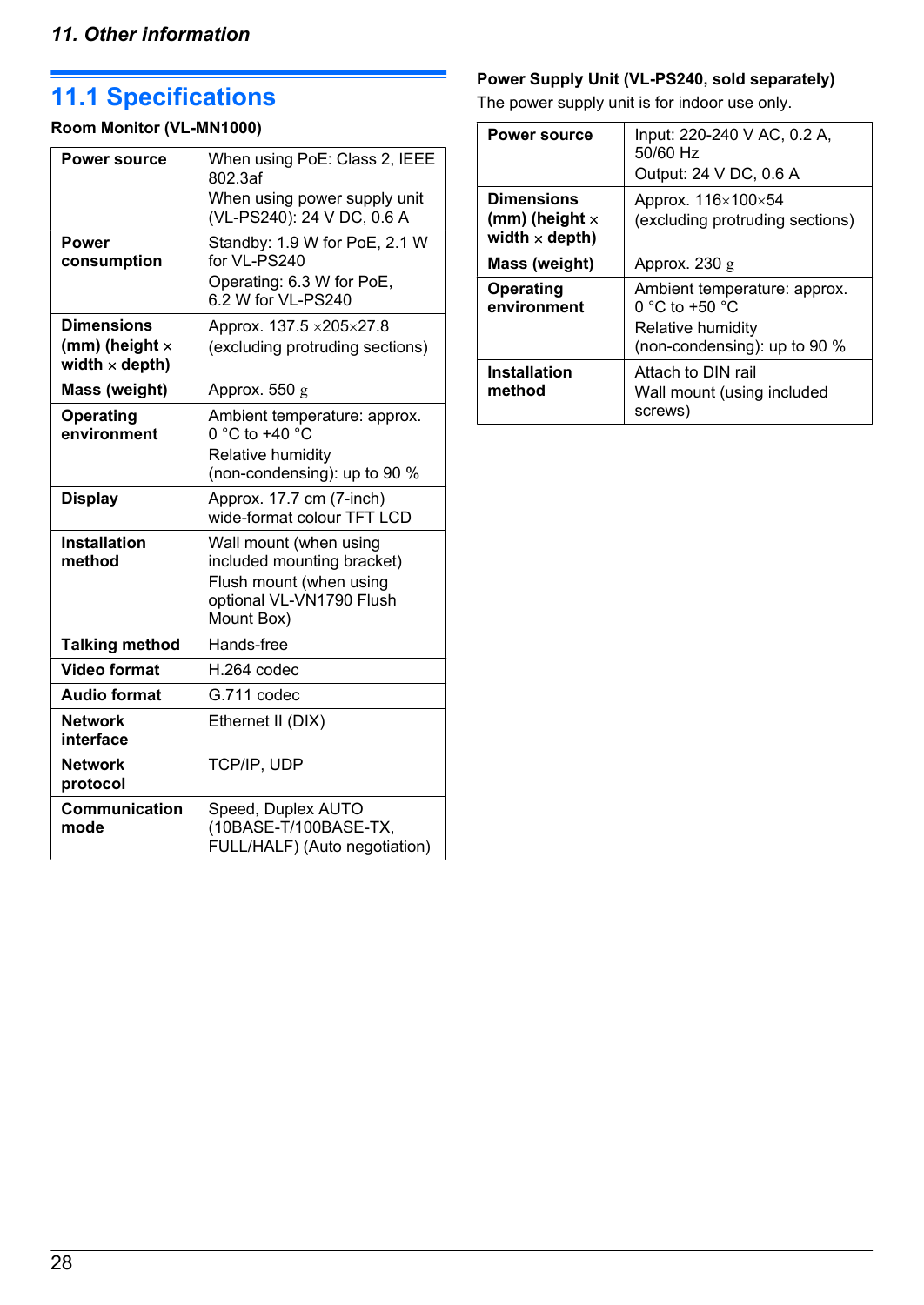## 11.1 Specifications

**Room Monitor (VL-MN1000)**

| | |
|---|---|
| **Power source** | When using PoE: Class 2, IEEE 802.3af<br>When using power supply unit (VL-PS240): 24 V DC, 0.6 A |
| **Power consumption** | Standby: 1.9 W for PoE, 2.1 W for VL-PS240<br>Operating: 6.3 W for PoE, 6.2 W for VL-PS240 |
| **Dimensions (mm) (height × width × depth)** | Approx. 137.5 ×205×27.8 (excluding protruding sections) |
| **Mass (weight)** | Approx. 550 g |
| **Operating environment** | Ambient temperature: approx. 0 °C to +40 °C<br>Relative humidity (non-condensing): up to 90 % |
| **Display** | Approx. 17.7 cm (7-inch) wide-format colour TFT LCD |
| **Installation method** | Wall mount (when using included mounting bracket)<br>Flush mount (when using optional VL-VN1790 Flush Mount Box) |
| **Talking method** | Hands-free |
| **Video format** | H.264 codec |
| **Audio format** | G.711 codec |
| **Network interface** | Ethernet II (DIX) |
| **Network protocol** | TCP/IP, UDP |
| **Communication mode** | Speed, Duplex AUTO (10BASE-T/100BASE-TX, FULL/HALF) (Auto negotiation) |

**Power Supply Unit (VL-PS240, sold separately)**

The power supply unit is for indoor use only.

| | |
|---|---|
| **Power source** | Input: 220-240 V AC, 0.2 A, 50/60 Hz<br>Output: 24 V DC, 0.6 A |
| **Dimensions (mm) (height × width × depth)** | Approx. 116×100×54 (excluding protruding sections) |
| **Mass (weight)** | Approx. 230 g |
| **Operating environment** | Ambient temperature: approx. 0 °C to +50 °C<br>Relative humidity (non-condensing): up to 90 % |
| **Installation method** | Attach to DIN rail<br>Wall mount (using included screws) |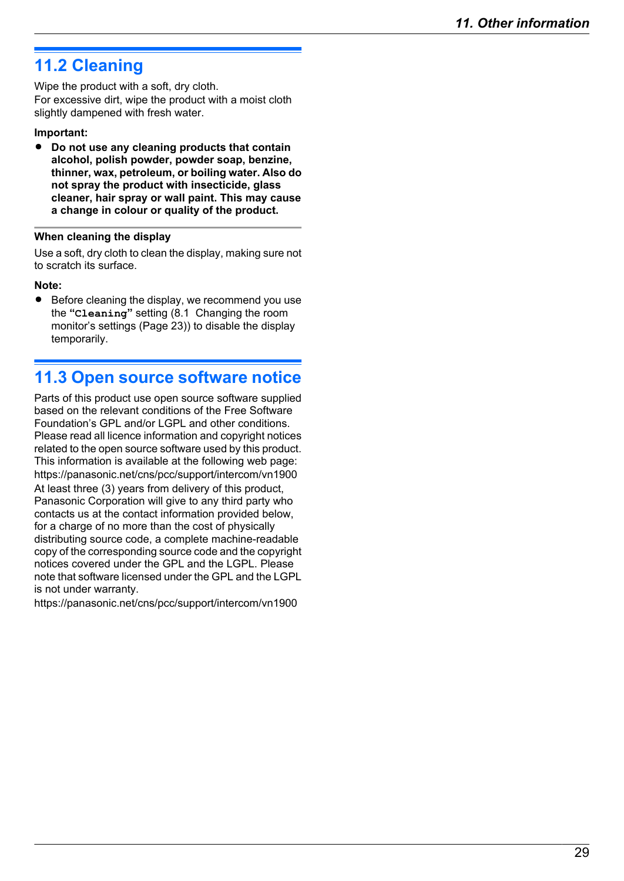## 11.2 Cleaning

Wipe the product with a soft, dry cloth.
For excessive dirt, wipe the product with a moist cloth slightly dampened with fresh water.

**Important:**

- **Do not use any cleaning products that contain alcohol, polish powder, powder soap, benzine, thinner, wax, petroleum, or boiling water. Also do not spray the product with insecticide, glass cleaner, hair spray or wall paint. This may cause a change in colour or quality of the product.**

**When cleaning the display**

Use a soft, dry cloth to clean the display, making sure not to scratch its surface.

**Note:**

- Before cleaning the display, we recommend you use the **"Cleaning"** setting (8.1 Changing the room monitor's settings (Page 23)) to disable the display temporarily.

## 11.3 Open source software notice

Parts of this product use open source software supplied based on the relevant conditions of the Free Software Foundation's GPL and/or LGPL and other conditions. Please read all licence information and copyright notices related to the open source software used by this product. This information is available at the following web page:
https://panasonic.net/cns/pcc/support/intercom/vn1900
At least three (3) years from delivery of this product, Panasonic Corporation will give to any third party who contacts us at the contact information provided below, for a charge of no more than the cost of physically distributing source code, a complete machine-readable copy of the corresponding source code and the copyright notices covered under the GPL and the LGPL. Please note that software licensed under the GPL and the LGPL is not under warranty.
https://panasonic.net/cns/pcc/support/intercom/vn1900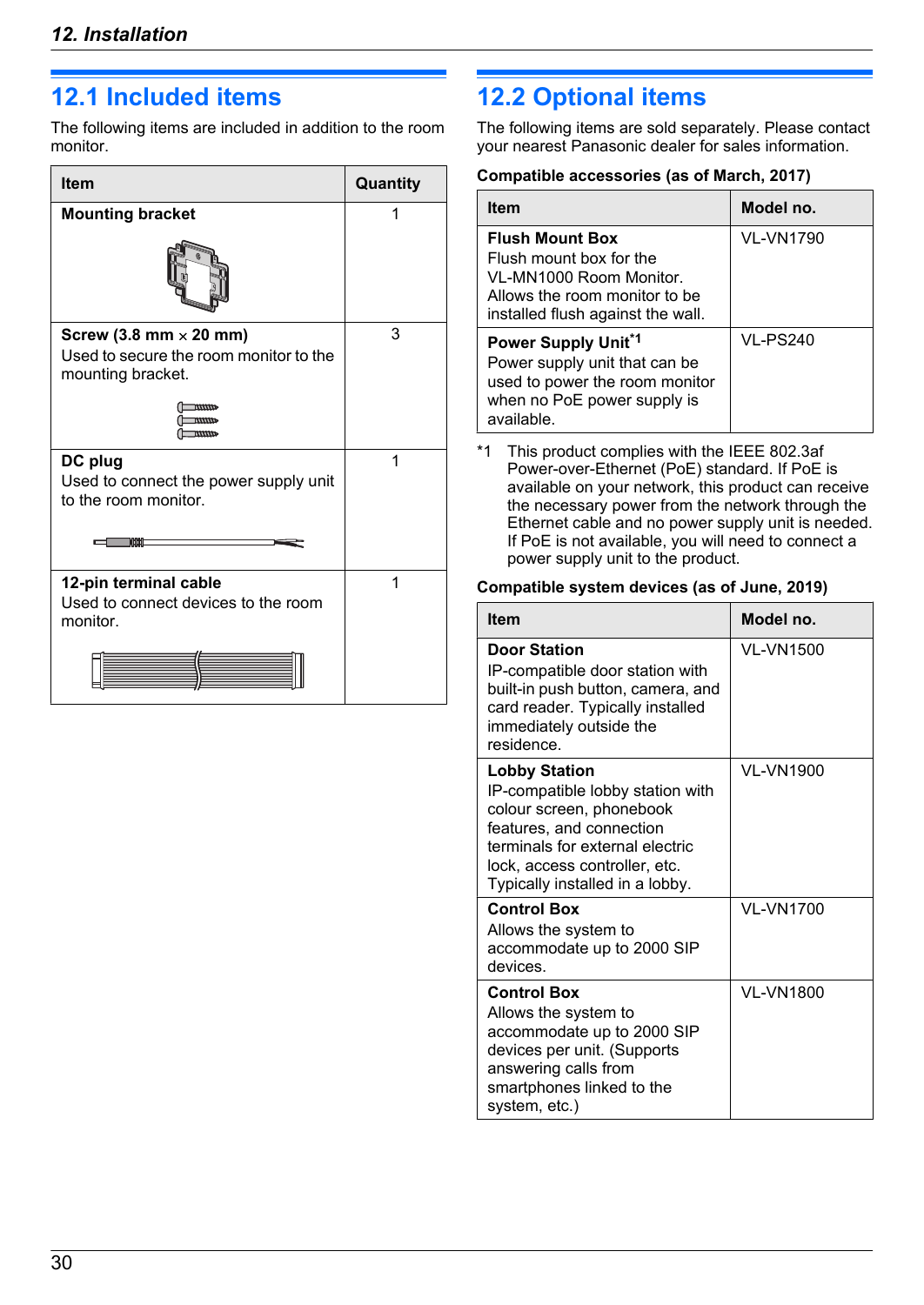## 12.1 Included items

The following items are included in addition to the room monitor.

| Item | Quantity |
| --- | --- |
| **Mounting bracket** | 1 |
| **Screw (3.8 mm × 20 mm)**<br>Used to secure the room monitor to the mounting bracket. | 3 |
| **DC plug**<br>Used to connect the power supply unit to the room monitor. | 1 |
| **12-pin terminal cable**<br>Used to connect devices to the room monitor. | 1 |

## 12.2 Optional items

The following items are sold separately. Please contact your nearest Panasonic dealer for sales information.

**Compatible accessories (as of March, 2017)**

| Item | Model no. |
| --- | --- |
| **Flush Mount Box**<br>Flush mount box for the VL-MN1000 Room Monitor. Allows the room monitor to be installed flush against the wall. | VL-VN1790 |
| **Power Supply Unit**[*1]<br>Power supply unit that can be used to power the room monitor when no PoE power supply is available. | VL-PS240 |

*1 This product complies with the IEEE 802.3af Power-over-Ethernet (PoE) standard. If PoE is available on your network, this product can receive the necessary power from the network through the Ethernet cable and no power supply unit is needed. If PoE is not available, you will need to connect a power supply unit to the product.

**Compatible system devices (as of June, 2019)**

| Item | Model no. |
| --- | --- |
| **Door Station**<br>IP-compatible door station with built-in push button, camera, and card reader. Typically installed immediately outside the residence. | VL-VN1500 |
| **Lobby Station**<br>IP-compatible lobby station with colour screen, phonebook features, and connection terminals for external electric lock, access controller, etc. Typically installed in a lobby. | VL-VN1900 |
| **Control Box**<br>Allows the system to accommodate up to 2000 SIP devices. | VL-VN1700 |
| **Control Box**<br>Allows the system to accommodate up to 2000 SIP devices per unit. (Supports answering calls from smartphones linked to the system, etc.) | VL-VN1800 |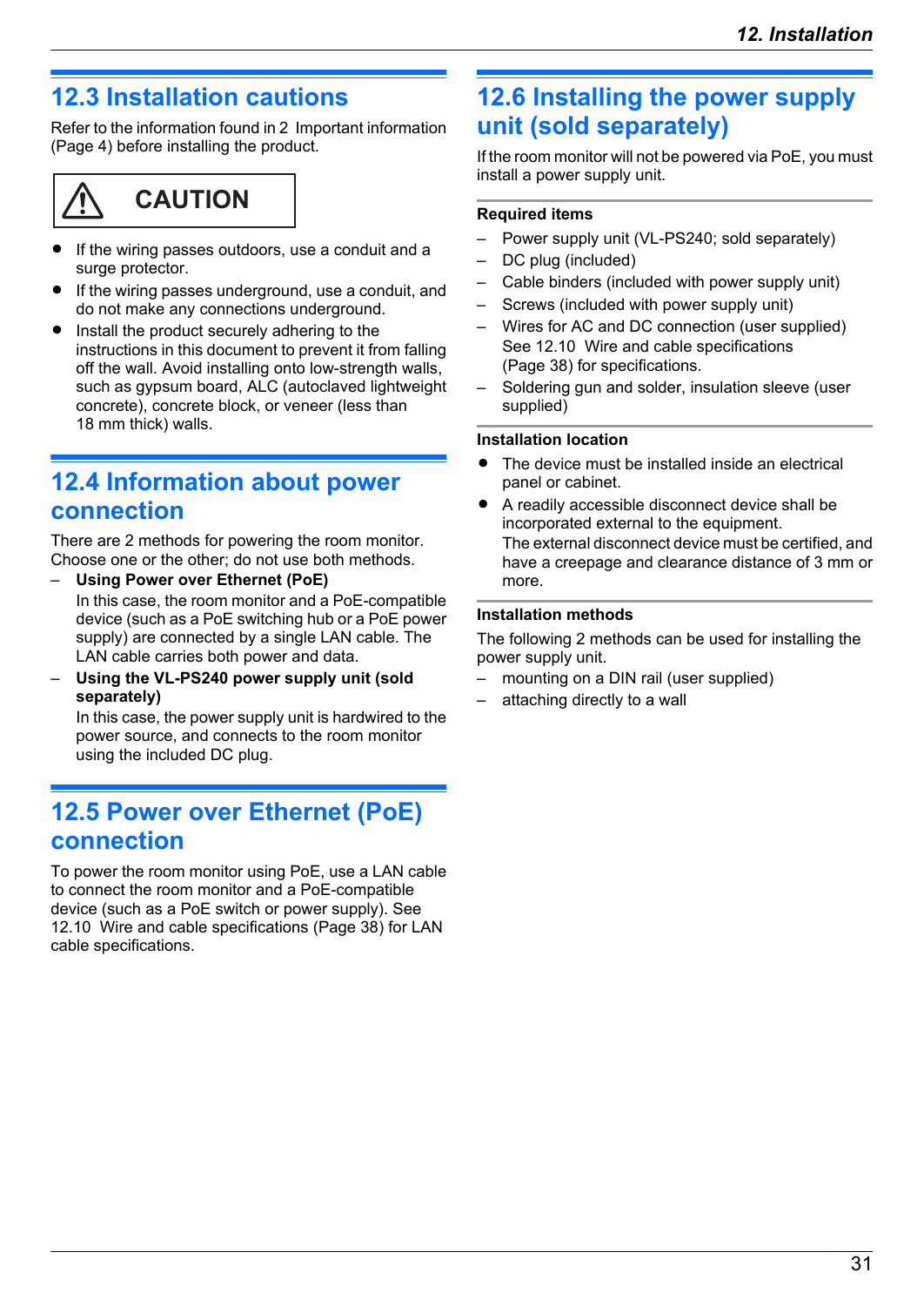## 12.3 Installation cautions

Refer to the information found in 2 Important information (Page 4) before installing the product.

**CAUTION**

- If the wiring passes outdoors, use a conduit and a surge protector.
- If the wiring passes underground, use a conduit, and do not make any connections underground.
- Install the product securely adhering to the instructions in this document to prevent it from falling off the wall. Avoid installing onto low-strength walls, such as gypsum board, ALC (autoclaved lightweight concrete), concrete block, or veneer (less than 18 mm thick) walls.

## 12.4 Information about power connection

There are 2 methods for powering the room monitor. Choose one or the other; do not use both methods.

– **Using Power over Ethernet (PoE)**
  In this case, the room monitor and a PoE-compatible device (such as a PoE switching hub or a PoE power supply) are connected by a single LAN cable. The LAN cable carries both power and data.
– **Using the VL-PS240 power supply unit (sold separately)**
  In this case, the power supply unit is hardwired to the power source, and connects to the room monitor using the included DC plug.

## 12.5 Power over Ethernet (PoE) connection

To power the room monitor using PoE, use a LAN cable to connect the room monitor and a PoE-compatible device (such as a PoE switch or power supply). See 12.10 Wire and cable specifications (Page 38) for LAN cable specifications.

## 12.6 Installing the power supply unit (sold separately)

If the room monitor will not be powered via PoE, you must install a power supply unit.

### Required items

– Power supply unit (VL-PS240; sold separately)
– DC plug (included)
– Cable binders (included with power supply unit)
– Screws (included with power supply unit)
– Wires for AC and DC connection (user supplied)
  See 12.10 Wire and cable specifications (Page 38) for specifications.
– Soldering gun and solder, insulation sleeve (user supplied)

### Installation location

- The device must be installed inside an electrical panel or cabinet.
- A readily accessible disconnect device shall be incorporated external to the equipment.
  The external disconnect device must be certified, and have a creepage and clearance distance of 3 mm or more.

### Installation methods

The following 2 methods can be used for installing the power supply unit.

– mounting on a DIN rail (user supplied)
– attaching directly to a wall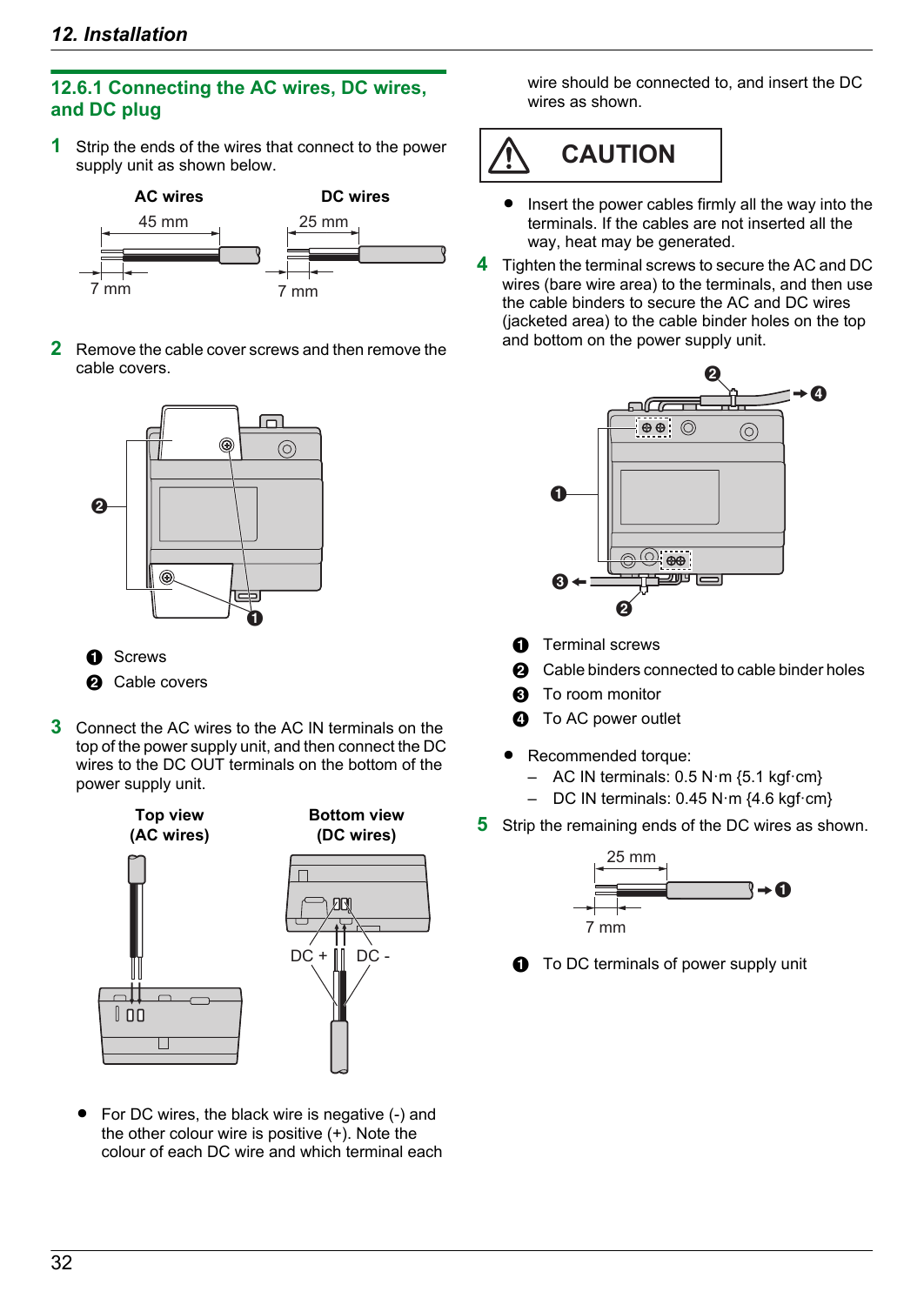## 12.6.1 Connecting the AC wires, DC wires, and DC plug

1. Strip the ends of the wires that connect to the power supply unit as shown below.

   **AC wires** 45 mm, 7 mm

   **DC wires** 25 mm, 7 mm

2. Remove the cable cover screws and then remove the cable covers.

   ❶ Screws
   ❷ Cable covers

3. Connect the AC wires to the AC IN terminals on the top of the power supply unit, and then connect the DC wires to the DC OUT terminals on the bottom of the power supply unit.

   **Top view (AC wires)**

   **Bottom view (DC wires)**

   DC + DC -

   - For DC wires, the black wire is negative (-) and the other colour wire is positive (+). Note the colour of each DC wire and which terminal each wire should be connected to, and insert the DC wires as shown.

**CAUTION**

- Insert the power cables firmly all the way into the terminals. If the cables are not inserted all the way, heat may be generated.

4. Tighten the terminal screws to secure the AC and DC wires (bare wire area) to the terminals, and then use the cable binders to secure the AC and DC wires (jacketed area) to the cable binder holes on the top and bottom on the power supply unit.

   ❶ Terminal screws
   ❷ Cable binders connected to cable binder holes
   ❸ To room monitor
   ❹ To AC power outlet

   - Recommended torque:
     - AC IN terminals: 0.5 N·m {5.1 kgf·cm}
     - DC IN terminals: 0.45 N·m {4.6 kgf·cm}

5. Strip the remaining ends of the DC wires as shown.

   25 mm, 7 mm

   ❶ To DC terminals of power supply unit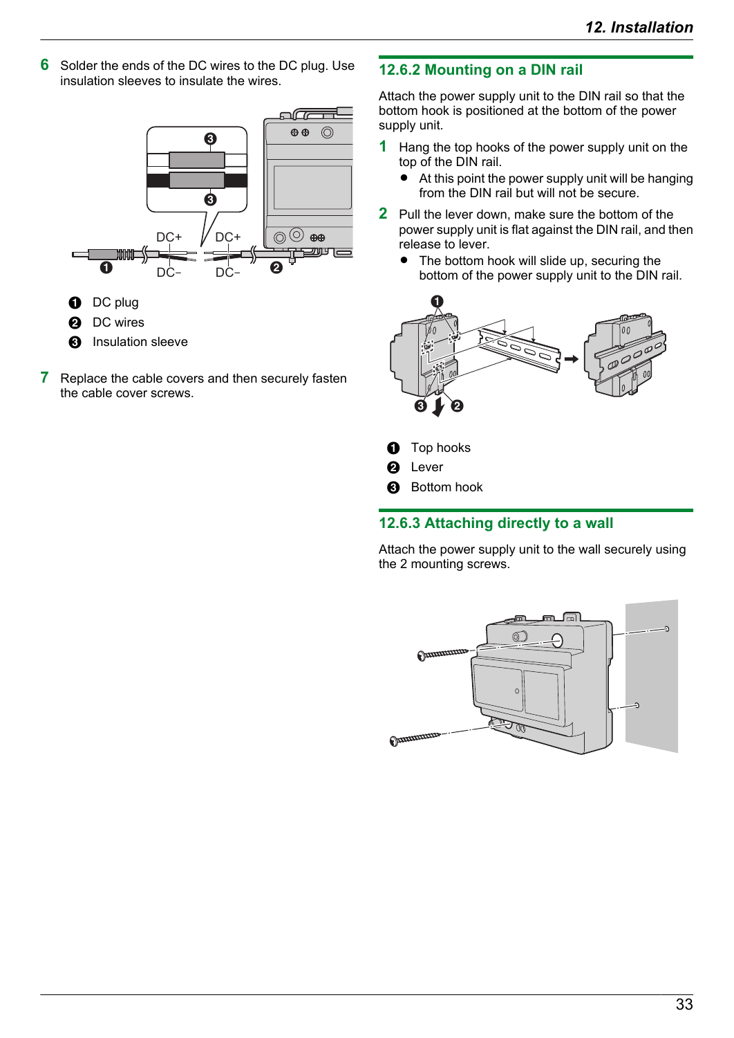6 Solder the ends of the DC wires to the DC plug. Use insulation sleeves to insulate the wires.

1. DC plug
2. DC wires
3. Insulation sleeve

7 Replace the cable covers and then securely fasten the cable cover screws.

### 12.6.2 Mounting on a DIN rail

Attach the power supply unit to the DIN rail so that the bottom hook is positioned at the bottom of the power supply unit.

1 Hang the top hooks of the power supply unit on the top of the DIN rail.
   - At this point the power supply unit will be hanging from the DIN rail but will not be secure.

2 Pull the lever down, make sure the bottom of the power supply unit is flat against the DIN rail, and then release to lever.
   - The bottom hook will slide up, securing the bottom of the power supply unit to the DIN rail.

1. Top hooks
2. Lever
3. Bottom hook

### 12.6.3 Attaching directly to a wall

Attach the power supply unit to the wall securely using the 2 mounting screws.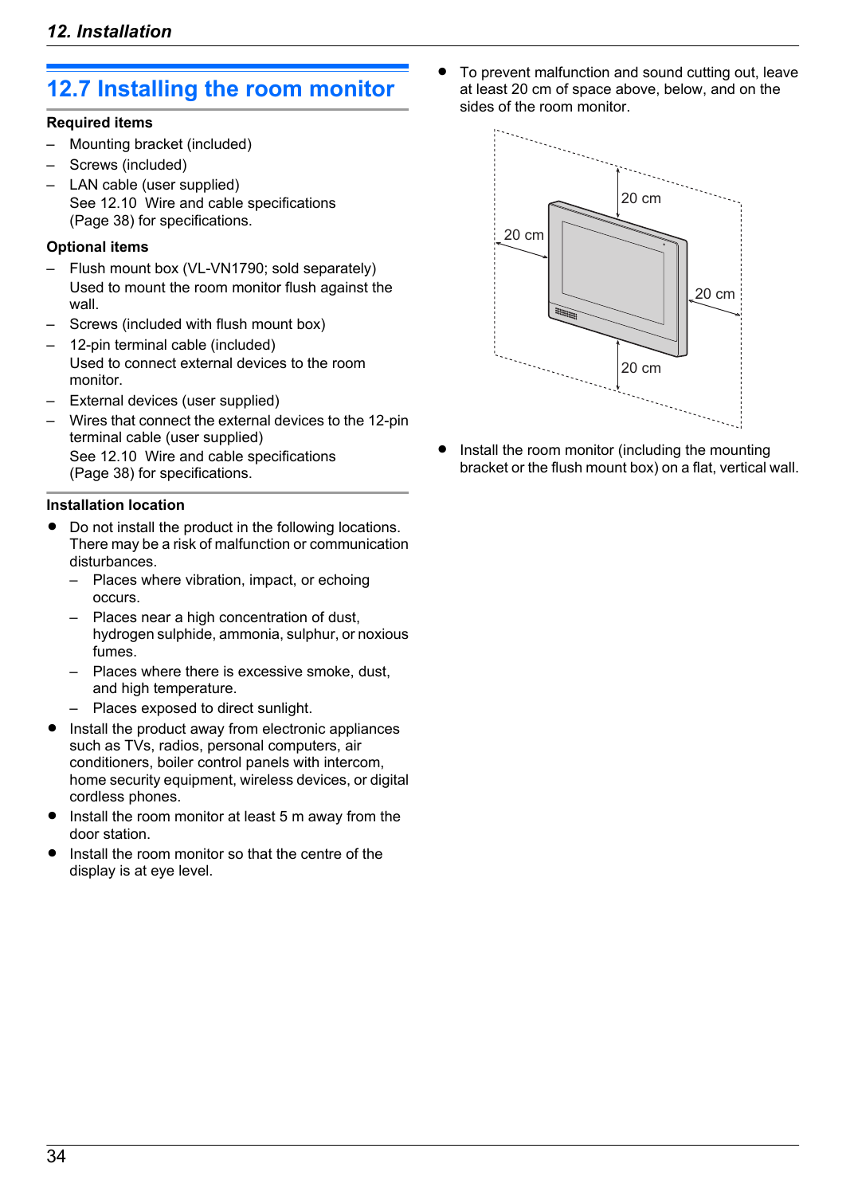## 12.7 Installing the room monitor

### Required items

- Mounting bracket (included)
- Screws (included)
- LAN cable (user supplied)
  See 12.10 Wire and cable specifications (Page 38) for specifications.

### Optional items

- Flush mount box (VL-VN1790; sold separately)
  Used to mount the room monitor flush against the wall.
- Screws (included with flush mount box)
- 12-pin terminal cable (included)
  Used to connect external devices to the room monitor.
- External devices (user supplied)
- Wires that connect the external devices to the 12-pin terminal cable (user supplied)
  See 12.10 Wire and cable specifications (Page 38) for specifications.

### Installation location

- Do not install the product in the following locations. There may be a risk of malfunction or communication disturbances.
  - Places where vibration, impact, or echoing occurs.
  - Places near a high concentration of dust, hydrogen sulphide, ammonia, sulphur, or noxious fumes.
  - Places where there is excessive smoke, dust, and high temperature.
  - Places exposed to direct sunlight.
- Install the product away from electronic appliances such as TVs, radios, personal computers, air conditioners, boiler control panels with intercom, home security equipment, wireless devices, or digital cordless phones.
- Install the room monitor at least 5 m away from the door station.
- Install the room monitor so that the centre of the display is at eye level.
- To prevent malfunction and sound cutting out, leave at least 20 cm of space above, below, and on the sides of the room monitor.

20 cm 20 cm 20 cm 20 cm

- Install the room monitor (including the mounting bracket or the flush mount box) on a flat, vertical wall.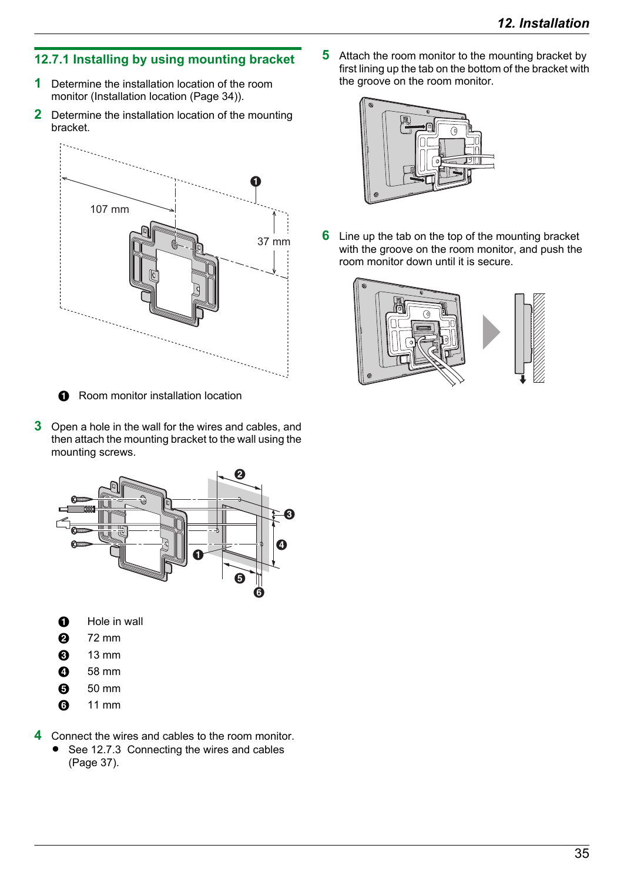### 12.7.1 Installing by using mounting bracket

1 Determine the installation location of the room monitor (Installation location (Page 34)).

2 Determine the installation location of the mounting bracket.

107 mm

37 mm

❶ Room monitor installation location

3 Open a hole in the wall for the wires and cables, and then attach the mounting bracket to the wall using the mounting screws.

❶ Hole in wall
❷ 72 mm
❸ 13 mm
❹ 58 mm
❺ 50 mm
❻ 11 mm

4 Connect the wires and cables to the room monitor.
- See 12.7.3 Connecting the wires and cables (Page 37).

5 Attach the room monitor to the mounting bracket by first lining up the tab on the bottom of the bracket with the groove on the room monitor.

6 Line up the tab on the top of the mounting bracket with the groove on the room monitor, and push the room monitor down until it is secure.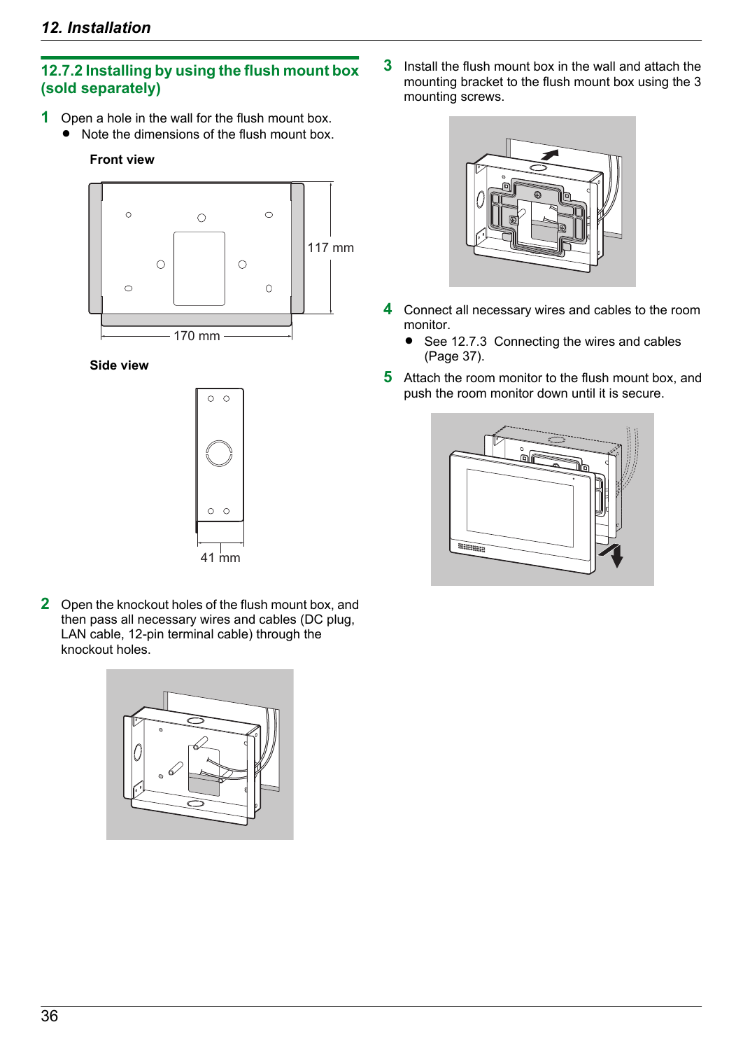### 12.7.2 Installing by using the flush mount box (sold separately)

1. Open a hole in the wall for the flush mount box.
   - Note the dimensions of the flush mount box.

   **Front view**

   117 mm

   170 mm

   **Side view**

   41 mm

2. Open the knockout holes of the flush mount box, and then pass all necessary wires and cables (DC plug, LAN cable, 12-pin terminal cable) through the knockout holes.

3. Install the flush mount box in the wall and attach the mounting bracket to the flush mount box using the 3 mounting screws.

4. Connect all necessary wires and cables to the room monitor.
   - See 12.7.3 Connecting the wires and cables (Page 37).

5. Attach the room monitor to the flush mount box, and push the room monitor down until it is secure.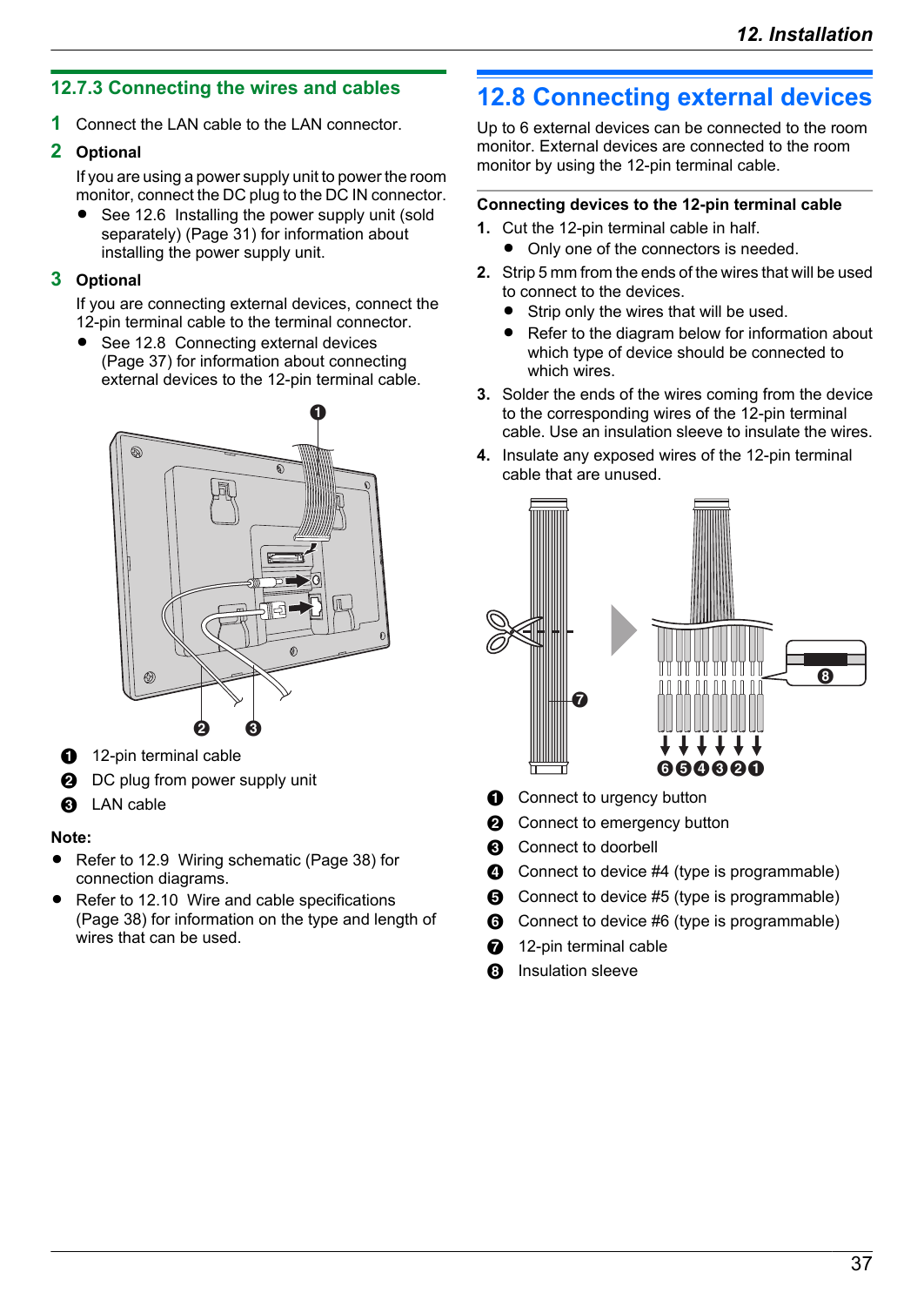### 12.7.3 Connecting the wires and cables

1. Connect the LAN cable to the LAN connector.
2. **Optional**

   If you are using a power supply unit to power the room monitor, connect the DC plug to the DC IN connector.
   - See 12.6 Installing the power supply unit (sold separately) (Page 31) for information about installing the power supply unit.
3. **Optional**

   If you are connecting external devices, connect the 12-pin terminal cable to the terminal connector.
   - See 12.8 Connecting external devices (Page 37) for information about connecting external devices to the 12-pin terminal cable.

❶ 12-pin terminal cable
❷ DC plug from power supply unit
❸ LAN cable

**Note:**
- Refer to 12.9 Wiring schematic (Page 38) for connection diagrams.
- Refer to 12.10 Wire and cable specifications (Page 38) for information on the type and length of wires that can be used.

## 12.8 Connecting external devices

Up to 6 external devices can be connected to the room monitor. External devices are connected to the room monitor by using the 12-pin terminal cable.

**Connecting devices to the 12-pin terminal cable**

1. Cut the 12-pin terminal cable in half.
   - Only one of the connectors is needed.
2. Strip 5 mm from the ends of the wires that will be used to connect to the devices.
   - Strip only the wires that will be used.
   - Refer to the diagram below for information about which type of device should be connected to which wires.
3. Solder the ends of the wires coming from the device to the corresponding wires of the 12-pin terminal cable. Use an insulation sleeve to insulate the wires.
4. Insulate any exposed wires of the 12-pin terminal cable that are unused.

❶ Connect to urgency button
❷ Connect to emergency button
❸ Connect to doorbell
❹ Connect to device #4 (type is programmable)
❺ Connect to device #5 (type is programmable)
❻ Connect to device #6 (type is programmable)
❼ 12-pin terminal cable
❽ Insulation sleeve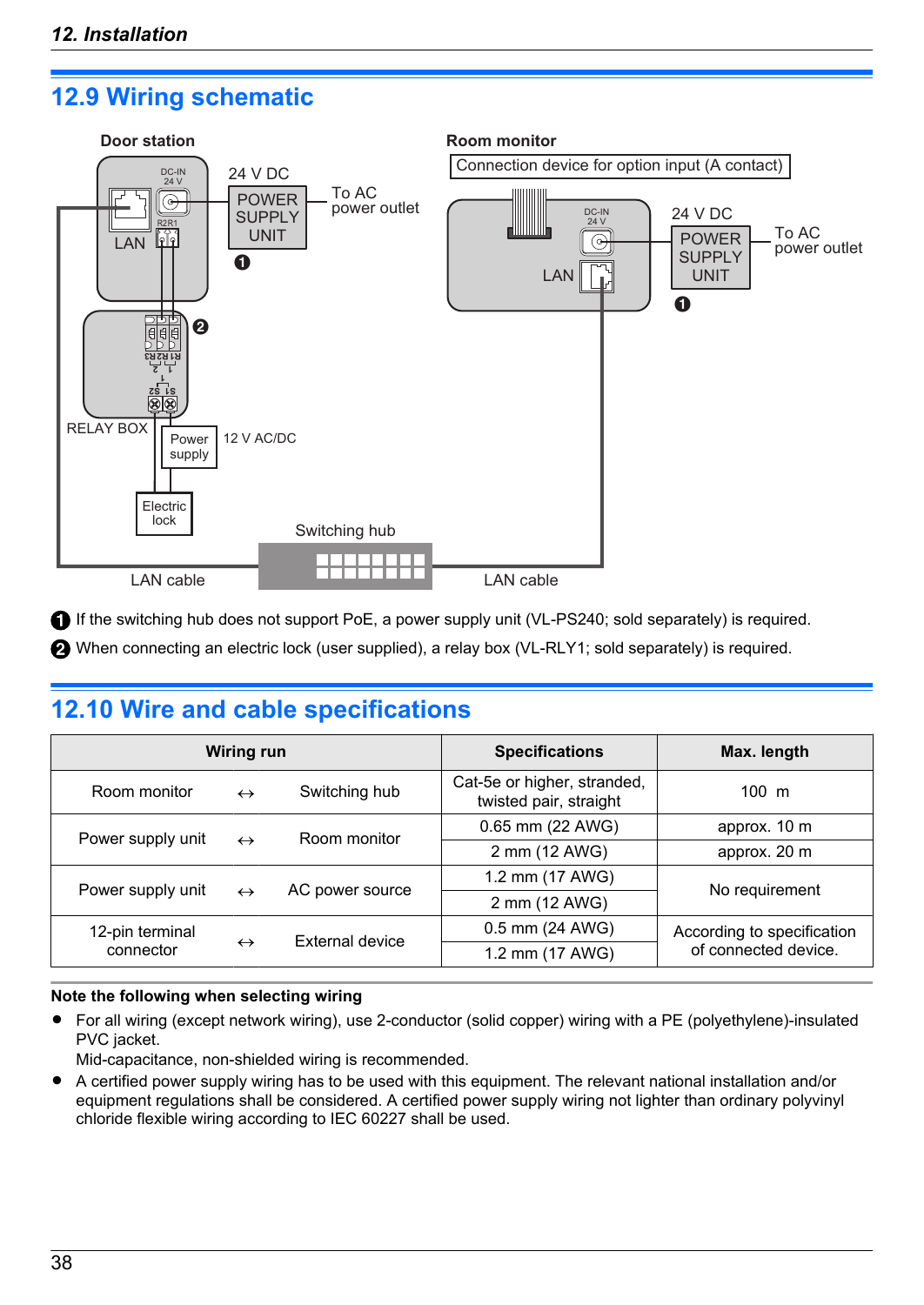## 12.9 Wiring schematic

Door station

Room monitor

Connection device for option input (A contact)

DC-IN 24 V

LAN

R2R1

24 V DC

POWER SUPPLY UNIT

To AC power outlet

❶

❷

RELAY BOX

Power supply

12 V AC/DC

Electric lock

Switching hub

LAN cable

❶ If the switching hub does not support PoE, a power supply unit (VL-PS240; sold separately) is required.

❷ When connecting an electric lock (user supplied), a relay box (VL-RLY1; sold separately) is required.

## 12.10 Wire and cable specifications

| Wiring run | | | Specifications | Max. length |
|---|---|---|---|---|
| Room monitor | ↔ | Switching hub | Cat-5e or higher, stranded, twisted pair, straight | 100 m |
| Power supply unit | ↔ | Room monitor | 0.65 mm (22 AWG) | approx. 10 m |
| | | | 2 mm (12 AWG) | approx. 20 m |
| Power supply unit | ↔ | AC power source | 1.2 mm (17 AWG) | No requirement |
| | | | 2 mm (12 AWG) | |
| 12-pin terminal connector | ↔ | External device | 0.5 mm (24 AWG) | According to specification of connected device. |
| | | | 1.2 mm (17 AWG) | |

**Note the following when selecting wiring**

- For all wiring (except network wiring), use 2-conductor (solid copper) wiring with a PE (polyethylene)-insulated PVC jacket.
  Mid-capacitance, non-shielded wiring is recommended.
- A certified power supply wiring has to be used with this equipment. The relevant national installation and/or equipment regulations shall be considered. A certified power supply wiring not lighter than ordinary polyvinyl chloride flexible wiring according to IEC 60227 shall be used.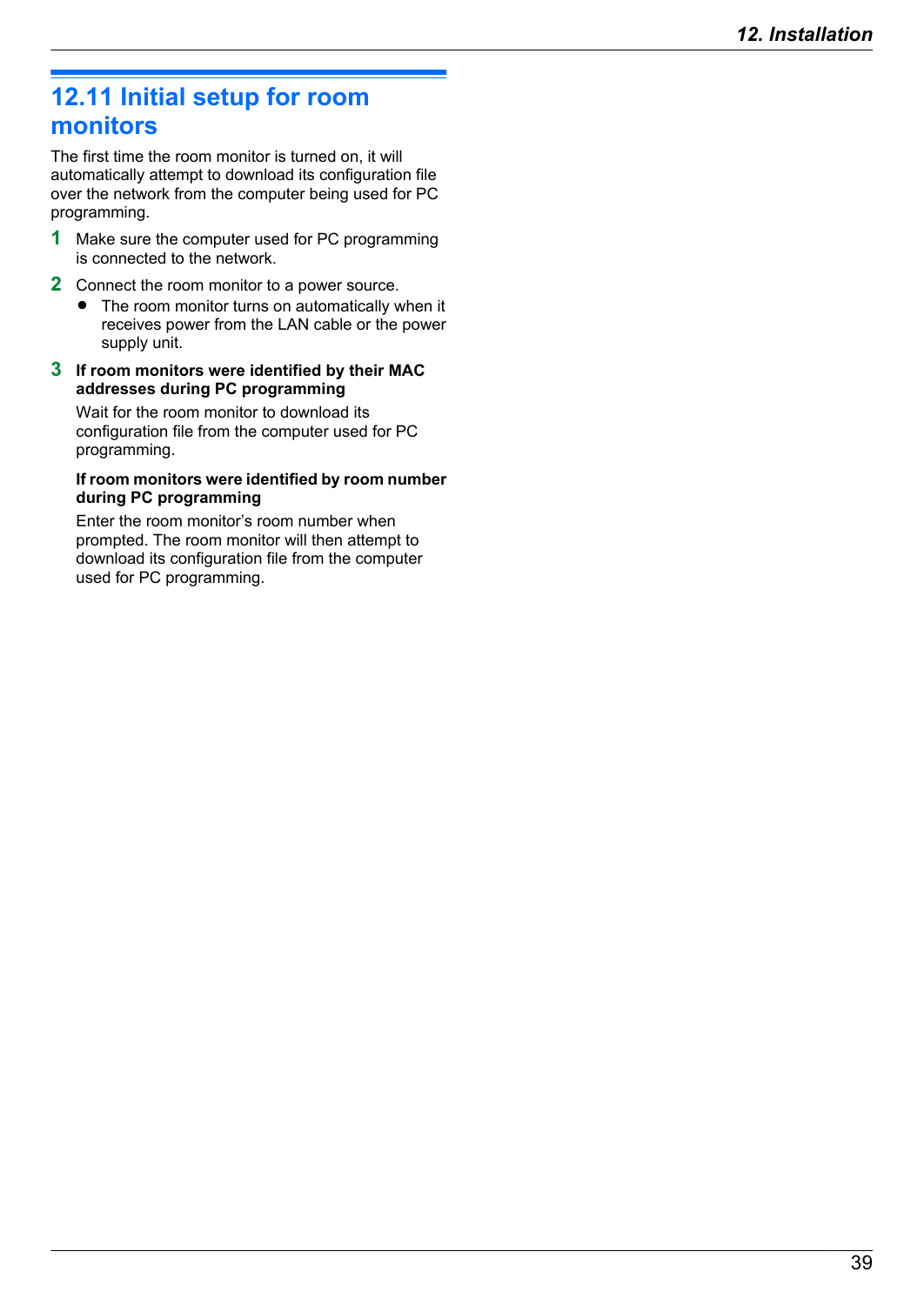## 12.11 Initial setup for room monitors

The first time the room monitor is turned on, it will automatically attempt to download its configuration file over the network from the computer being used for PC programming.

1. Make sure the computer used for PC programming is connected to the network.
2. Connect the room monitor to a power source.
   - The room monitor turns on automatically when it receives power from the LAN cable or the power supply unit.
3. **If room monitors were identified by their MAC addresses during PC programming**

   Wait for the room monitor to download its configuration file from the computer used for PC programming.

   **If room monitors were identified by room number during PC programming**

   Enter the room monitor's room number when prompted. The room monitor will then attempt to download its configuration file from the computer used for PC programming.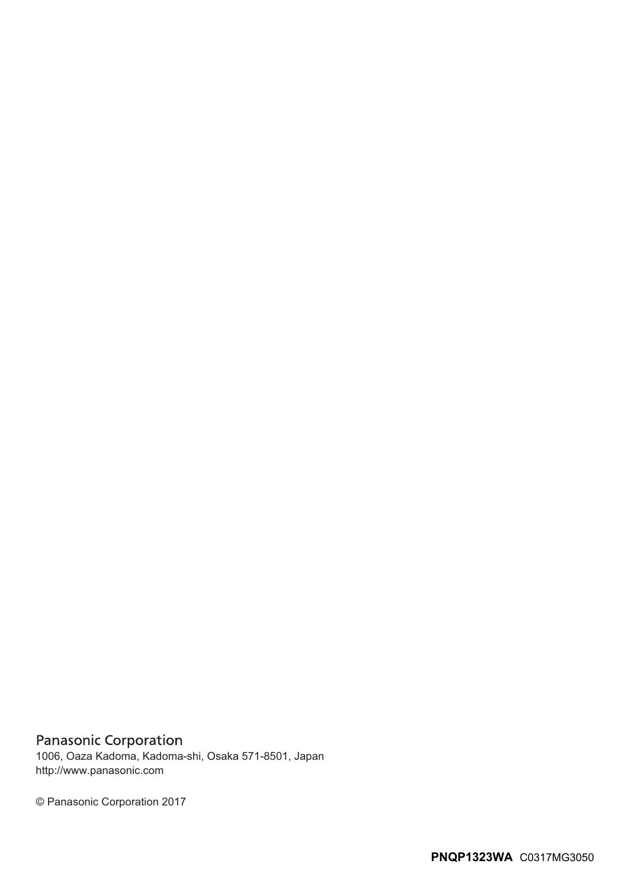Panasonic Corporation

1006, Oaza Kadoma, Kadoma-shi, Osaka 571-8501, Japan
http://www.panasonic.com

© Panasonic Corporation 2017

**PNQP1323WA** C0317MG3050